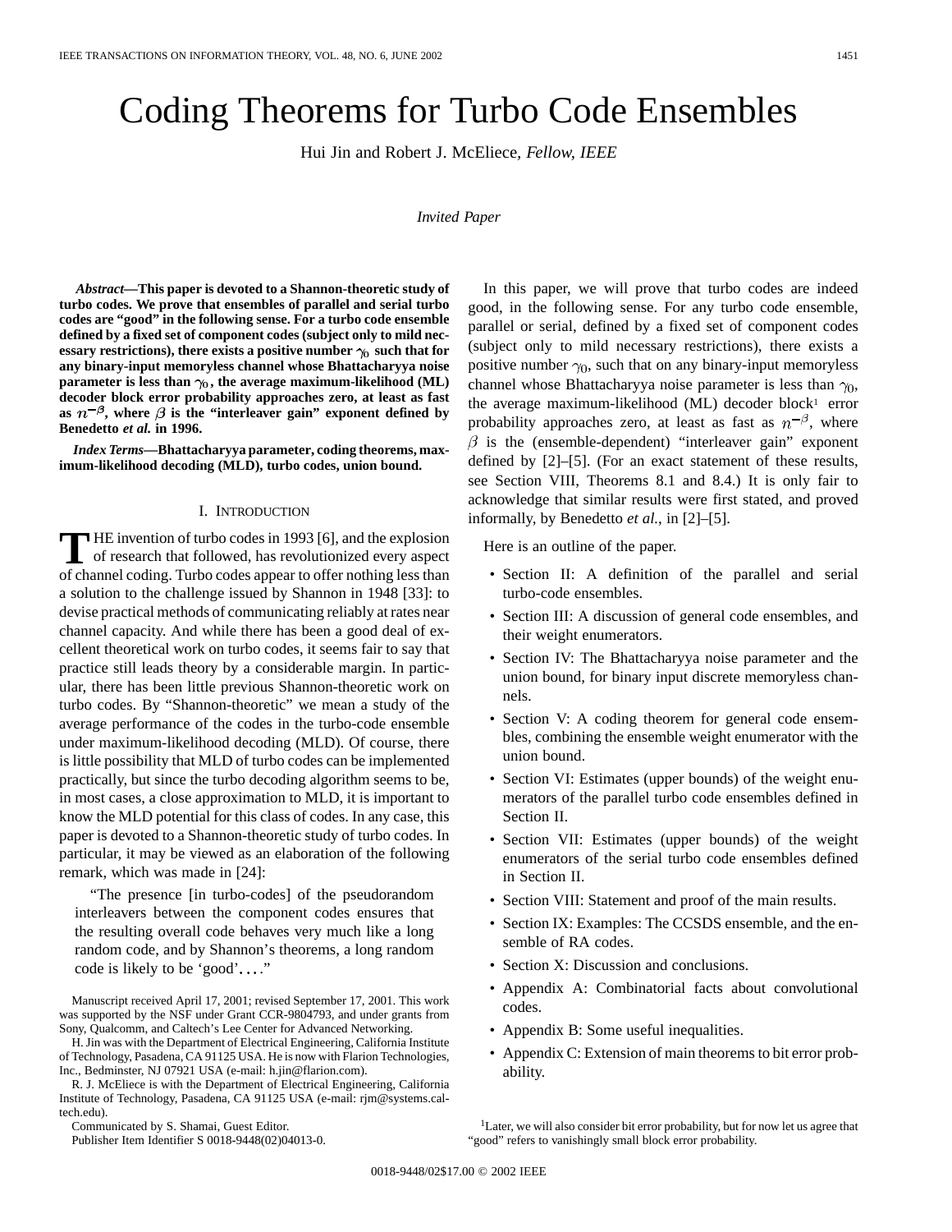# Coding Theorems for Turbo Code Ensembles

Hui Jin and Robert J. McEliece, *Fellow, IEEE*

*Invited Paper*

***Abstract*—This paper is devoted to a Shannon-theoretic study of turbo codes. We prove that ensembles of parallel and serial turbo codes are "good" in the following sense. For a turbo code ensemble defined by a fixed set of component codes (subject only to mild necessary restrictions), there exists a positive number $\gamma_0$ such that for any binary-input memoryless channel whose Bhattacharyya noise parameter is less than $\gamma_0$, the average maximum-likelihood (ML) decoder block error probability approaches zero, at least as fast as $n^{-\beta}$, where $\beta$ is the "interleaver gain" exponent defined by Benedetto *et al.* in 1996.**

***Index Terms*—Bhattacharyya parameter, coding theorems, maximum-likelihood decoding (MLD), turbo codes, union bound.**

## I. Introduction

The invention of turbo codes in 1993 [6], and the explosion of research that followed, has revolutionized every aspect of channel coding. Turbo codes appear to offer nothing less than a solution to the challenge issued by Shannon in 1948 [33]: to devise practical methods of communicating reliably at rates near channel capacity. And while there has been a good deal of excellent theoretical work on turbo codes, it seems fair to say that practice still leads theory by a considerable margin. In particular, there has been little previous Shannon-theoretic work on turbo codes. By "Shannon-theoretic" we mean a study of the average performance of the codes in the turbo-code ensemble under maximum-likelihood decoding (MLD). Of course, there is little possibility that MLD of turbo codes can be implemented practically, but since the turbo decoding algorithm seems to be, in most cases, a close approximation to MLD, it is important to know the MLD potential for this class of codes. In any case, this paper is devoted to a Shannon-theoretic study of turbo codes. In particular, it may be viewed as an elaboration of the following remark, which was made in [24]:

> "The presence [in turbo-codes] of the pseudorandom interleavers between the component codes ensures that the resulting overall code behaves very much like a long random code, and by Shannon's theorems, a long random code is likely to be 'good'...."

Manuscript received April 17, 2001; revised September 17, 2001. This work was supported by the NSF under Grant CCR-9804793, and under grants from Sony, Qualcomm, and Caltech's Lee Center for Advanced Networking.

H. Jin was with the Department of Electrical Engineering, California Institute of Technology, Pasadena, CA 91125 USA. He is now with Flarion Technologies, Inc., Bedminster, NJ 07921 USA (e-mail: h.jin@flarion.com).

R. J. McEliece is with the Department of Electrical Engineering, California Institute of Technology, Pasadena, CA 91125 USA (e-mail: rjm@systems.caltech.edu).

Communicated by S. Shamai, Guest Editor.

Publisher Item Identifier S 0018-9448(02)04013-0.

In this paper, we will prove that turbo codes are indeed good, in the following sense. For any turbo code ensemble, parallel or serial, defined by a fixed set of component codes (subject only to mild necessary restrictions), there exists a positive number $\gamma_0$, such that on any binary-input memoryless channel whose Bhattacharyya noise parameter is less than $\gamma_0$, the average maximum-likelihood (ML) decoder block[1] error probability approaches zero, at least as fast as $n^{-\beta}$, where $\beta$ is the (ensemble-dependent) "interleaver gain" exponent defined by [2]–[5]. (For an exact statement of these results, see Section VIII, Theorems 8.1 and 8.4.) It is only fair to acknowledge that similar results were first stated, and proved informally, by Benedetto *et al.*, in [2]–[5].

Here is an outline of the paper.

- Section II: A definition of the parallel and serial turbo-code ensembles.
- Section III: A discussion of general code ensembles, and their weight enumerators.
- Section IV: The Bhattacharyya noise parameter and the union bound, for binary input discrete memoryless channels.
- Section V: A coding theorem for general code ensembles, combining the ensemble weight enumerator with the union bound.
- Section VI: Estimates (upper bounds) of the weight enumerators of the parallel turbo code ensembles defined in Section II.
- Section VII: Estimates (upper bounds) of the weight enumerators of the serial turbo code ensembles defined in Section II.
- Section VIII: Statement and proof of the main results.
- Section IX: Examples: The CCSDS ensemble, and the ensemble of RA codes.
- Section X: Discussion and conclusions.
- Appendix A: Combinatorial facts about convolutional codes.
- Appendix B: Some useful inequalities.
- Appendix C: Extension of main theorems to bit error probability.

[1] Later, we will also consider bit error probability, but for now let us agree that "good" refers to vanishingly small block error probability.

0018-9448/02$17.00 © 2002 IEEE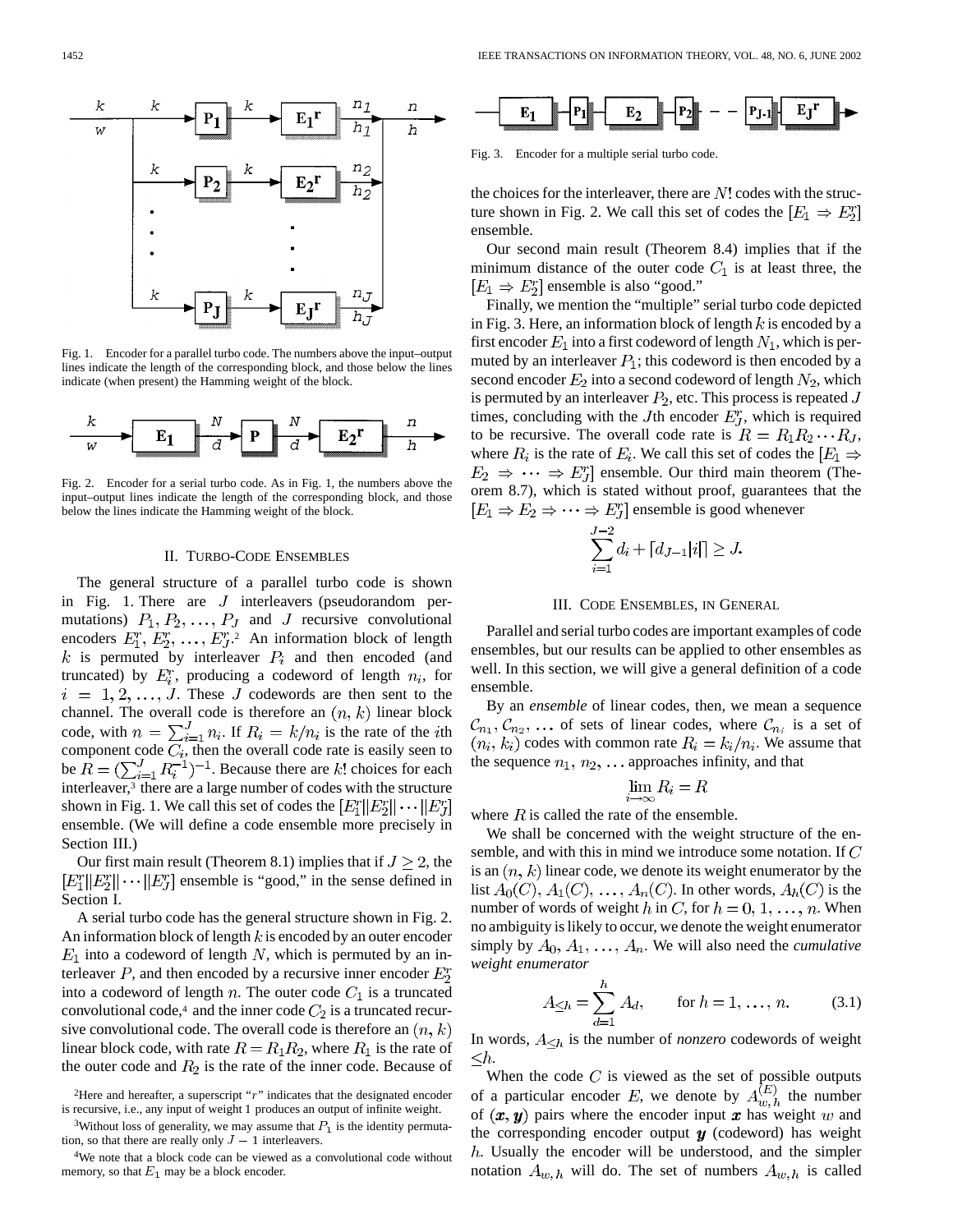Fig. 1. Encoder for a parallel turbo code. The numbers above the input–output lines indicate the length of the corresponding block, and those below the lines indicate (when present) the Hamming weight of the block.

Fig. 2. Encoder for a serial turbo code. As in Fig. 1, the numbers above the input–output lines indicate the length of the corresponding block, and those below the lines indicate the Hamming weight of the block.

## II. Turbo-Code Ensembles

The general structure of a parallel turbo code is shown in Fig. 1. There are $J$ interleavers (pseudorandom permutations) $P_1, P_2, \ldots, P_J$ and $J$ recursive convolutional encoders $E_1^r, E_2^r, \ldots, E_J^r$.[2] An information block of length $k$ is permuted by interleaver $P_i$ and then encoded (and truncated) by $E_i^r$, producing a codeword of length $n_i$, for $i = 1, 2, \ldots, J$. These $J$ codewords are then sent to the channel. The overall code is therefore an $(n, k)$ linear block code, with $n = \sum_{i=1}^{J} n_i$. If $R_i = k/n_i$ is the rate of the $i$th component code $C_i$, then the overall code rate is easily seen to be $R = (\sum_{i=1}^{J} R_i^{-1})^{-1}$. Because there are $k!$ choices for each interleaver,[3] there are a large number of codes with the structure shown in Fig. 1. We call this set of codes the $[E_1^r \| E_2^r \| \cdots \| E_J^r]$ ensemble. (We will define a code ensemble more precisely in Section III.)

Our first main result (Theorem 8.1) implies that if $J \geq 2$, the $[E_1^r \| E_2^r \| \cdots \| E_J^r]$ ensemble is "good," in the sense defined in Section I.

A serial turbo code has the general structure shown in Fig. 2. An information block of length $k$ is encoded by an outer encoder $E_1$ into a codeword of length $N$, which is permuted by an interleaver $P$, and then encoded by a recursive inner encoder $E_2^r$ into a codeword of length $n$. The outer code $C_1$ is a truncated convolutional code,[4] and the inner code $C_2$ is a truncated recursive convolutional code. The overall code is therefore an $(n, k)$ linear block code, with rate $R = R_1 R_2$, where $R_1$ is the rate of the outer code and $R_2$ is the rate of the inner code. Because of the choices for the interleaver, there are $N!$ codes with the structure shown in Fig. 2. We call this set of codes the $[E_1 \Rightarrow E_2^r]$ ensemble.

Our second main result (Theorem 8.4) implies that if the minimum distance of the outer code $C_1$ is at least three, the $[E_1 \Rightarrow E_2^r]$ ensemble is also "good."

Finally, we mention the "multiple" serial turbo code depicted in Fig. 3. Here, an information block of length $k$ is encoded by a first encoder $E_1$ into a first codeword of length $N_1$, which is permuted by an interleaver $P_1$; this codeword is then encoded by a second encoder $E_2$ into a second codeword of length $N_2$, which is permuted by an interleaver $P_2$, etc. This process is repeated $J$ times, concluding with the $J$th encoder $E_J^r$, which is required to be recursive. The overall code rate is $R = R_1 R_2 \cdots R_J$, where $R_i$ is the rate of $E_i$. We call this set of codes the $[E_1 \Rightarrow E_2 \Rightarrow \cdots \Rightarrow E_J^r]$ ensemble. Our third main theorem (Theorem 8.7), which is stated without proof, guarantees that the $[E_1 \Rightarrow E_2 \Rightarrow \cdots \Rightarrow E_J^r]$ ensemble is good whenever

$$\sum_{i=1}^{J-2} d_i + \lceil d_{J-1} |i| \rceil \geq J.$$

Fig. 3. Encoder for a multiple serial turbo code.

## III. Code Ensembles, in General

Parallel and serial turbo codes are important examples of code ensembles, but our results can be applied to other ensembles as well. In this section, we will give a general definition of a code ensemble.

By an *ensemble* of linear codes, then, we mean a sequence $\mathcal{C}_{n_1}, \mathcal{C}_{n_2}, \ldots$ of sets of linear codes, where $\mathcal{C}_{n_i}$ is a set of $(n_i, k_i)$ codes with common rate $R_i = k_i/n_i$. We assume that the sequence $n_1, n_2, \ldots$ approaches infinity, and that

$$\lim_{i \to \infty} R_i = R$$

where $R$ is called the rate of the ensemble.

We shall be concerned with the weight structure of the ensemble, and with this in mind we introduce some notation. If $C$ is an $(n, k)$ linear code, we denote its weight enumerator by the list $A_0(C), A_1(C), \ldots, A_n(C)$. In other words, $A_h(C)$ is the number of words of weight $h$ in $C$, for $h = 0, 1, \ldots, n$. When no ambiguity is likely to occur, we denote the weight enumerator simply by $A_0, A_1, \ldots, A_n$. We will also need the *cumulative weight enumerator*

$$A_{\leq h} = \sum_{d=1}^{h} A_d, \qquad \text{for } h = 1, \ldots, n. \tag{3.1}$$

In words, $A_{\leq h}$ is the number of *nonzero* codewords of weight $\leq h$.

When the code $C$ is viewed as the set of possible outputs of a particular encoder $E$, we denote by $A_{w,h}^{(E)}$ the number of $(\boldsymbol{x}, \boldsymbol{y})$ pairs where the encoder input $\boldsymbol{x}$ has weight $w$ and the corresponding encoder output $\boldsymbol{y}$ (codeword) has weight $h$. Usually the encoder will be understood, and the simpler notation $A_{w,h}$ will do. The set of numbers $A_{w,h}$ is called

[2] Here and hereafter, a superscript "$r$" indicates that the designated encoder is recursive, i.e., any input of weight 1 produces an output of infinite weight.

[3] Without loss of generality, we may assume that $P_1$ is the identity permutation, so that there are really only $J - 1$ interleavers.

[4] We note that a block code can be viewed as a convolutional code without memory, so that $E_1$ may be a block encoder.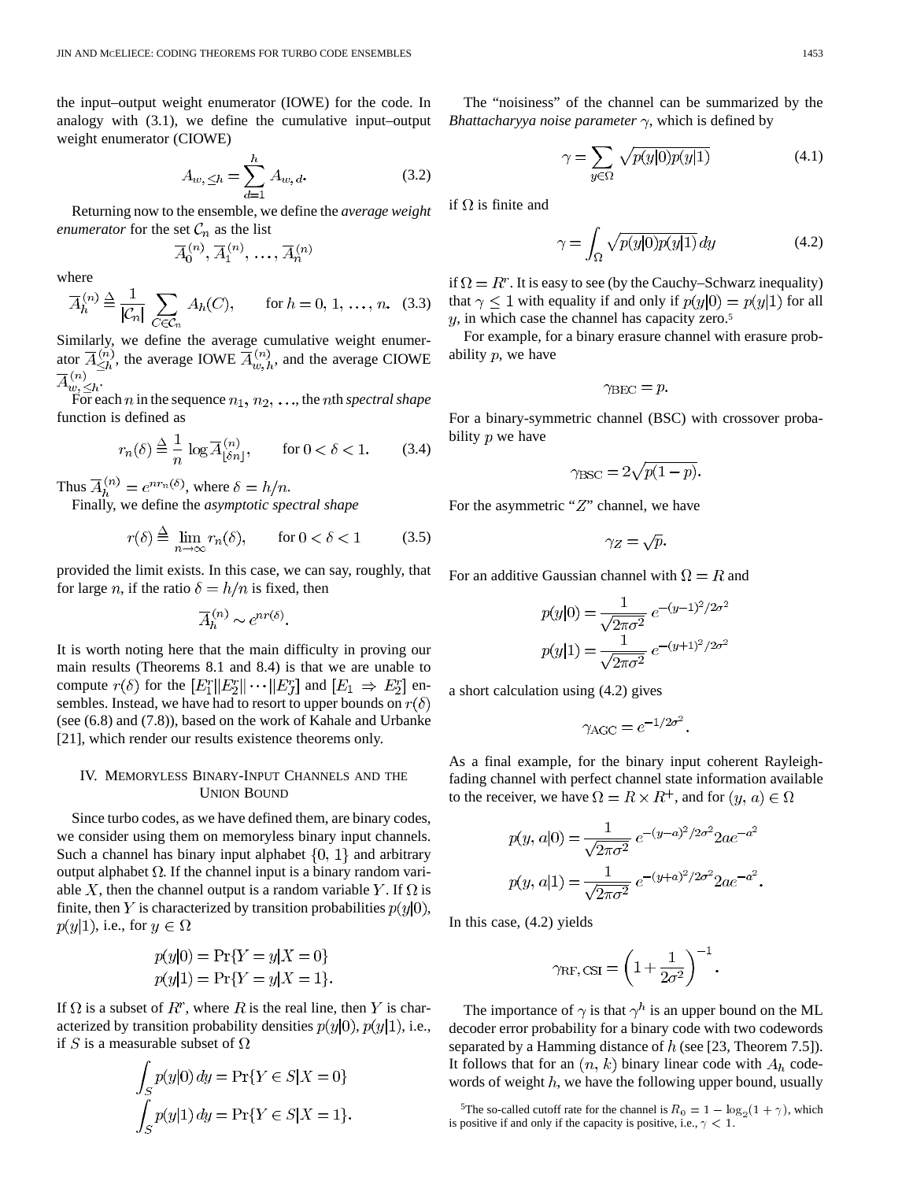the input–output weight enumerator (IOWE) for the code. In analogy with (3.1), we define the cumulative input–output weight enumerator (CIOWE)

$$A_{w,\leq h} = \sum_{d=1}^{h} A_{w,d}. \tag{3.2}$$

Returning now to the ensemble, we define the *average weight enumerator* for the set $\mathcal{C}_n$ as the list

$$\overline{A}_0^{(n)}, \overline{A}_1^{(n)}, \ldots, \overline{A}_n^{(n)}$$

where

$$\overline{A}_h^{(n)} \triangleq \frac{1}{|\mathcal{C}_n|} \sum_{C \in \mathcal{C}_n} A_h(C), \qquad \text{for } h = 0, 1, \ldots, n. \tag{3.3}$$

Similarly, we define the average cumulative weight enumerator $\overline{A}_{\leq h}^{(n)}$, the average IOWE $\overline{A}_{w,h}^{(n)}$, and the average CIOWE $\overline{A}_{w,\leq h}^{(n)}$.

For each $n$ in the sequence $n_1, n_2, \ldots$, the $n$th *spectral shape* function is defined as

$$r_n(\delta) \triangleq \frac{1}{n} \log \overline{A}_{\lfloor \delta n \rfloor}^{(n)}, \qquad \text{for } 0 < \delta < 1. \tag{3.4}$$

Thus $\overline{A}_h^{(n)} = e^{n r_n(\delta)}$, where $\delta = h/n$.

Finally, we define the *asymptotic spectral shape*

$$r(\delta) \triangleq \lim_{n \to \infty} r_n(\delta), \qquad \text{for } 0 < \delta < 1 \tag{3.5}$$

provided the limit exists. In this case, we can say, roughly, that for large $n$, if the ratio $\delta = h/n$ is fixed, then

$$\overline{A}_h^{(n)} \sim e^{n r(\delta)}.$$

It is worth noting here that the main difficulty in proving our main results (Theorems 8.1 and 8.4) is that we are unable to compute $r(\delta)$ for the $[E_1^r \| E_2^r \| \cdots \| E_J^r]$ and $[E_1 \Rightarrow E_2^r]$ ensembles. Instead, we have had to resort to upper bounds on $r(\delta)$ (see (6.8) and (7.8)), based on the work of Kahale and Urbanke [21], which render our results existence theorems only.

## IV. Memoryless Binary-Input Channels and the Union Bound

Since turbo codes, as we have defined them, are binary codes, we consider using them on memoryless binary input channels. Such a channel has binary input alphabet $\{0, 1\}$ and arbitrary output alphabet $\Omega$. If the channel input is a binary random variable $X$, then the channel output is a random variable $Y$. If $\Omega$ is finite, then $Y$ is characterized by transition probabilities $p(y|0)$, $p(y|1)$, i.e., for $y \in \Omega$

$$p(y|0) = \Pr\{Y = y | X = 0\}$$
$$p(y|1) = \Pr\{Y = y | X = 1\}.$$

If $\Omega$ is a subset of $R^r$, where $R$ is the real line, then $Y$ is characterized by transition probability densities $p(y|0)$, $p(y|1)$, i.e., if $S$ is a measurable subset of $\Omega$

$$\int_S p(y|0)\, dy = \Pr\{Y \in S | X = 0\}$$
$$\int_S p(y|1)\, dy = \Pr\{Y \in S | X = 1\}.$$

The "noisiness" of the channel can be summarized by the *Bhattacharyya noise parameter* $\gamma$, which is defined by

$$\gamma = \sum_{y \in \Omega} \sqrt{p(y|0) p(y|1)} \tag{4.1}$$

if $\Omega$ is finite and

$$\gamma = \int_\Omega \sqrt{p(y|0) p(y|1)}\, dy \tag{4.2}$$

if $\Omega = R^r$. It is easy to see (by the Cauchy–Schwarz inequality) that $\gamma \leq 1$ with equality if and only if $p(y|0) = p(y|1)$ for all $y$, in which case the channel has capacity zero.[5]

For example, for a binary erasure channel with erasure probability $p$, we have

$$\gamma_{\text{BEC}} = p.$$

For a binary-symmetric channel (BSC) with crossover probability $p$ we have

$$\gamma_{\text{BSC}} = 2\sqrt{p(1-p)}.$$

For the asymmetric "$Z$" channel, we have

$$\gamma_Z = \sqrt{p}.$$

For an additive Gaussian channel with $\Omega = R$ and

$$p(y|0) = \frac{1}{\sqrt{2\pi\sigma^2}} e^{-(y-1)^2/2\sigma^2}$$
$$p(y|1) = \frac{1}{\sqrt{2\pi\sigma^2}} e^{-(y+1)^2/2\sigma^2}$$

a short calculation using (4.2) gives

$$\gamma_{\text{AGC}} = e^{-1/2\sigma^2}.$$

As a final example, for the binary input coherent Rayleigh-fading channel with perfect channel state information available to the receiver, we have $\Omega = R \times R^+$, and for $(y, a) \in \Omega$

$$p(y, a|0) = \frac{1}{\sqrt{2\pi\sigma^2}} e^{-(y-a)^2/2\sigma^2} 2ae^{-a^2}$$
$$p(y, a|1) = \frac{1}{\sqrt{2\pi\sigma^2}} e^{-(y+a)^2/2\sigma^2} 2ae^{-a^2}.$$

In this case, (4.2) yields

$$\gamma_{\text{RF, CSI}} = \left(1 + \frac{1}{2\sigma^2}\right)^{-1}.$$

The importance of $\gamma$ is that $\gamma^h$ is an upper bound on the ML decoder error probability for a binary code with two codewords separated by a Hamming distance of $h$ (see [23, Theorem 7.5]). It follows that for an $(n, k)$ binary linear code with $A_h$ codewords of weight $h$, we have the following upper bound, usually

[5] The so-called cutoff rate for the channel is $R_0 = 1 - \log_2(1 + \gamma)$, which is positive if and only if the capacity is positive, i.e., $\gamma < 1$.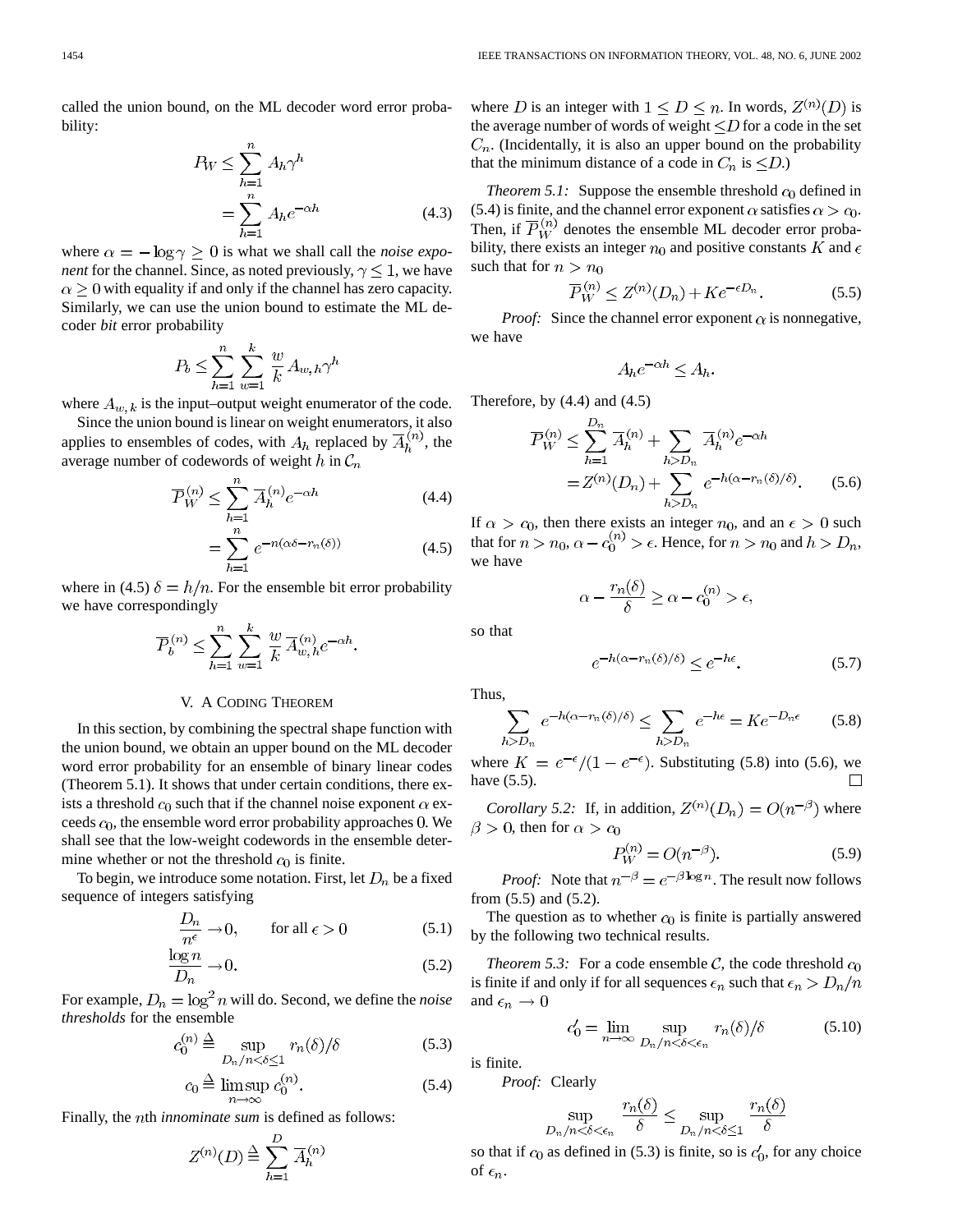called the union bound, on the ML decoder word error probability:

$$P_W \leq \sum_{h=1}^{n} A_h \gamma^h = \sum_{h=1}^{n} A_h e^{-\alpha h} \tag{4.3}$$

where $\alpha = -\log \gamma \geq 0$ is what we shall call the *noise exponent* for the channel. Since, as noted previously, $\gamma \leq 1$, we have $\alpha \geq 0$ with equality if and only if the channel has zero capacity. Similarly, we can use the union bound to estimate the ML decoder *bit* error probability

$$P_b \leq \sum_{h=1}^{n} \sum_{w=1}^{k} \frac{w}{k} A_{w,h} \gamma^h$$

where $A_{w,k}$ is the input–output weight enumerator of the code.

Since the union bound is linear on weight enumerators, it also applies to ensembles of codes, with $A_h$ replaced by $\overline{A}_h^{(n)}$, the average number of codewords of weight $h$ in $\mathcal{C}_n$

$$\overline{P}_W^{(n)} \leq \sum_{h=1}^{n} \overline{A}_h^{(n)} e^{-\alpha h} \tag{4.4}$$

$$= \sum_{h=1}^{n} e^{-n(\alpha\delta - r_n(\delta))} \tag{4.5}$$

where in (4.5) $\delta = h/n$. For the ensemble bit error probability we have correspondingly

$$\overline{P}_b^{(n)} \leq \sum_{h=1}^{n} \sum_{w=1}^{k} \frac{w}{k} \overline{A}_{w,h}^{(n)} e^{-\alpha h}.$$

## V. A Coding Theorem

In this section, by combining the spectral shape function with the union bound, we obtain an upper bound on the ML decoder word error probability for an ensemble of binary linear codes (Theorem 5.1). It shows that under certain conditions, there exists a threshold $c_0$ such that if the channel noise exponent $\alpha$ exceeds $c_0$, the ensemble word error probability approaches 0. We shall see that the low-weight codewords in the ensemble determine whether or not the threshold $c_0$ is finite.

To begin, we introduce some notation. First, let $D_n$ be a fixed sequence of integers satisfying

$$\frac{D_n}{n^\epsilon} \to 0, \qquad \text{for all } \epsilon > 0 \tag{5.1}$$

$$\frac{\log n}{D_n} \to 0. \tag{5.2}$$

For example, $D_n = \log^2 n$ will do. Second, we define the *noise thresholds* for the ensemble

$$c_0^{(n)} \triangleq \sup_{D_n/n < \delta \leq 1} r_n(\delta)/\delta \tag{5.3}$$

$$c_0 \triangleq \limsup_{n\to\infty} c_0^{(n)}. \tag{5.4}$$

Finally, the $n$th *innominate sum* is defined as follows:

$$Z^{(n)}(D) \triangleq \sum_{h=1}^{D} \overline{A}_h^{(n)}$$

where $D$ is an integer with $1 \leq D \leq n$. In words, $Z^{(n)}(D)$ is the average number of words of weight $\leq D$ for a code in the set $C_n$. (Incidentally, it is also an upper bound on the probability that the minimum distance of a code in $C_n$ is $\leq D$.)

*Theorem 5.1:* Suppose the ensemble threshold $c_0$ defined in (5.4) is finite, and the channel error exponent $\alpha$ satisfies $\alpha > c_0$. Then, if $\overline{P}_W^{(n)}$ denotes the ensemble ML decoder error probability, there exists an integer $n_0$ and positive constants $K$ and $\epsilon$ such that for $n > n_0$

$$\overline{P}_W^{(n)} \leq Z^{(n)}(D_n) + Ke^{-\epsilon D_n}. \tag{5.5}$$

*Proof:* Since the channel error exponent $\alpha$ is nonnegative, we have

$$A_h e^{-\alpha h} \leq A_h.$$

Therefore, by (4.4) and (4.5)

$$\overline{P}_W^{(n)} \leq \sum_{h=1}^{D_n} \overline{A}_h^{(n)} + \sum_{h>D_n} \overline{A}_h^{(n)} e^{-\alpha h} = Z^{(n)}(D_n) + \sum_{h>D_n} e^{-h(\alpha - r_n(\delta)/\delta)}. \tag{5.6}$$

If $\alpha > c_0$, then there exists an integer $n_0$, and an $\epsilon > 0$ such that for $n > n_0$, $\alpha - c_0^{(n)} > \epsilon$. Hence, for $n > n_0$ and $h > D_n$, we have

$$\alpha - \frac{r_n(\delta)}{\delta} \geq \alpha - c_0^{(n)} > \epsilon,$$

so that

$$e^{-h(\alpha - r_n(\delta)/\delta)} \leq e^{-h\epsilon}. \tag{5.7}$$

Thus,

$$\sum_{h>D_n} e^{-h(\alpha - r_n(\delta)/\delta)} \leq \sum_{h>D_n} e^{-h\epsilon} = Ke^{-D_n\epsilon} \tag{5.8}$$

where $K = e^{-\epsilon}/(1 - e^{-\epsilon})$. Substituting (5.8) into (5.6), we have (5.5). □

*Corollary 5.2:* If, in addition, $Z^{(n)}(D_n) = O(n^{-\beta})$ where $\beta > 0$, then for $\alpha > c_0$

$$P_W^{(n)} = O(n^{-\beta}). \tag{5.9}$$

*Proof:* Note that $n^{-\beta} = e^{-\beta \log n}$. The result now follows from (5.5) and (5.2).

The question as to whether $c_0$ is finite is partially answered by the following two technical results.

*Theorem 5.3:* For a code ensemble $\mathcal{C}$, the code threshold $c_0$ is finite if and only if for all sequences $\epsilon_n$ such that $\epsilon_n > D_n/n$ and $\epsilon_n \to 0$

$$c_0' = \lim_{n\to\infty} \sup_{D_n/n < \delta < \epsilon_n} r_n(\delta)/\delta \tag{5.10}$$

is finite.

*Proof:* Clearly

$$\sup_{D_n/n < \delta < \epsilon_n} \frac{r_n(\delta)}{\delta} \leq \sup_{D_n/n < \delta \leq 1} \frac{r_n(\delta)}{\delta}$$

so that if $c_0$ as defined in (5.3) is finite, so is $c_0'$, for any choice of $\epsilon_n$.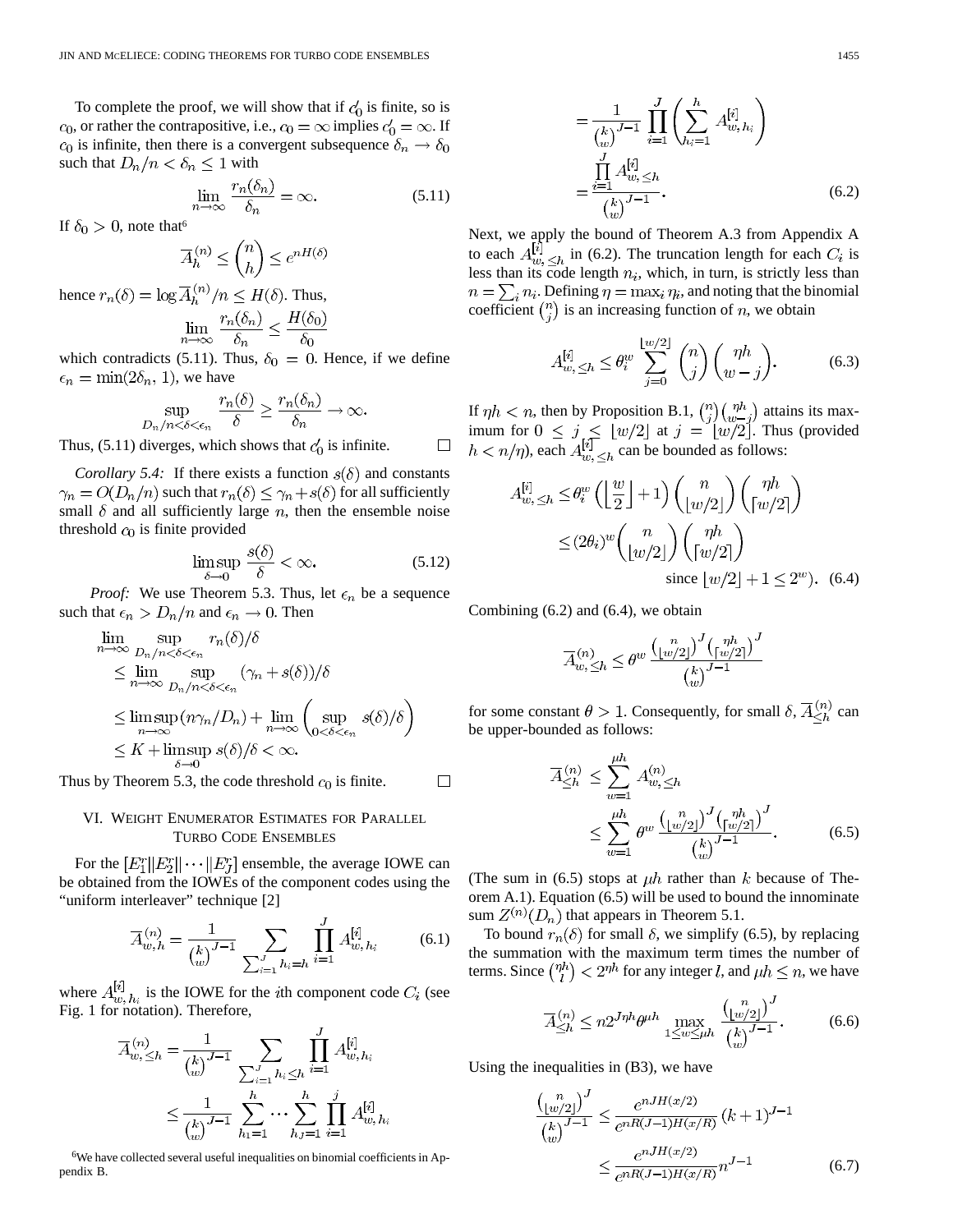To complete the proof, we will show that if $c_0'$ is finite, so is $c_0$, or rather the contrapositive, i.e., $c_0 = \infty$ implies $c_0' = \infty$. If $c_0$ is infinite, then there is a convergent subsequence $\delta_n \to \delta_0$ such that $D_n/n < \delta_n \le 1$ with

$$\lim_{n\to\infty} \frac{r_n(\delta_n)}{\delta_n} = \infty. \tag{5.11}$$

If $\delta_0 > 0$, note that[6]

$$\overline{A}_h^{(n)} \le \binom{n}{h} \le e^{nH(\delta)}$$

hence $r_n(\delta) = \log \overline{A}_h^{(n)}/n \le H(\delta)$. Thus,

$$\lim_{n\to\infty} \frac{r_n(\delta_n)}{\delta_n} \le \frac{H(\delta_0)}{\delta_0}$$

which contradicts (5.11). Thus, $\delta_0 = 0$. Hence, if we define $\epsilon_n = \min(2\delta_n, 1)$, we have

$$\sup_{D_n/n<\delta<\epsilon_n} \frac{r_n(\delta)}{\delta} \ge \frac{r_n(\delta_n)}{\delta_n} \to \infty.$$

Thus, (5.11) diverges, which shows that $c_0'$ is infinite. □

*Corollary 5.4:* If there exists a function $s(\delta)$ and constants $\gamma_n = O(D_n/n)$ such that $r_n(\delta) \le \gamma_n + s(\delta)$ for all sufficiently small $\delta$ and all sufficiently large $n$, then the ensemble noise threshold $c_0$ is finite provided

$$\limsup_{\delta\to 0} \frac{s(\delta)}{\delta} < \infty. \tag{5.12}$$

*Proof:* We use Theorem 5.3. Thus, let $\epsilon_n$ be a sequence such that $\epsilon_n > D_n/n$ and $\epsilon_n \to 0$. Then

$$\begin{aligned}
&\lim_{n\to\infty} \sup_{D_n/n<\delta<\epsilon_n} r_n(\delta)/\delta \\
&\le \lim_{n\to\infty} \sup_{D_n/n<\delta<\epsilon_n} (\gamma_n + s(\delta))/\delta \\
&\le \limsup_{n\to\infty} (n\gamma_n/D_n) + \lim_{n\to\infty} \left( \sup_{0<\delta<\epsilon_n} s(\delta)/\delta \right) \\
&\le K + \limsup_{\delta\to 0} s(\delta)/\delta < \infty.
\end{aligned}$$

Thus by Theorem 5.3, the code threshold $c_0$ is finite. □

## VI. Weight Enumerator Estimates for Parallel Turbo Code Ensembles

For the $[E_1^r \| E_2^r \| \cdots \| E_J^r]$ ensemble, the average IOWE can be obtained from the IOWEs of the component codes using the "uniform interleaver" technique [2]

$$\overline{A}_{w,h}^{(n)} = \frac{1}{\binom{k}{w}^{J-1}} \sum_{\sum_{i=1}^J h_i = h} \prod_{i=1}^J A_{w,h_i}^{[i]} \tag{6.1}$$

where $A_{w,h_i}^{[i]}$ is the IOWE for the $i$th component code $C_i$ (see Fig. 1 for notation). Therefore,

$$\begin{aligned}
\overline{A}_{w,\le h}^{(n)} &= \frac{1}{\binom{k}{w}^{J-1}} \sum_{\sum_{i=1}^J h_i \le h} \prod_{i=1}^J A_{w,h_i}^{[i]} \\
&\le \frac{1}{\binom{k}{w}^{J-1}} \sum_{h_1=1}^h \cdots \sum_{h_J=1}^h \prod_{i=1}^j A_{w,h_i}^{[i]} \\
&= \frac{1}{\binom{k}{w}^{J-1}} \prod_{i=1}^J \left( \sum_{h_i=1}^h A_{w,h_i}^{[i]} \right) \\
&= \frac{\prod_{i=1}^J A_{w,\le h}^{[i]}}{\binom{k}{w}^{J-1}}.
\end{aligned} \tag{6.2}$$

Next, we apply the bound of Theorem A.3 from Appendix A to each $A_{w,\le h}^{[i]}$ in (6.2). The truncation length for each $C_i$ is less than its code length $n_i$, which, in turn, is strictly less than $n = \sum_i n_i$. Defining $\eta = \max_i \eta_i$, and noting that the binomial coefficient $\binom{n}{j}$ is an increasing function of $n$, we obtain

$$A_{w,\le h}^{[i]} \le \theta_i^w \sum_{j=0}^{\lfloor w/2 \rfloor} \binom{n}{j} \binom{\eta h}{w-j}. \tag{6.3}$$

If $\eta h < n$, then by Proposition B.1, $\binom{n}{j}\binom{\eta h}{w-j}$ attains its maximum for $0 \le j \le \lfloor w/2 \rfloor$ at $j = \lfloor w/2 \rfloor$. Thus (provided $h < n/\eta$), each $A_{w,\le h}^{[i]}$ can be bounded as follows:

$$\begin{aligned}
A_{w,\le h}^{[i]} &\le \theta_i^w \left( \left\lfloor \frac{w}{2} \right\rfloor + 1 \right) \binom{n}{\lfloor w/2 \rfloor} \binom{\eta h}{\lceil w/2 \rceil} \\
&\le (2\theta_i)^w \binom{n}{\lfloor w/2 \rfloor} \binom{\eta h}{\lceil w/2 \rceil} \\
&\qquad \text{since } \lfloor w/2 \rfloor + 1 \le 2^w).
\end{aligned} \tag{6.4}$$

Combining (6.2) and (6.4), we obtain

$$\overline{A}_{w,\le h}^{(n)} \le \theta^w \frac{\binom{n}{\lfloor w/2 \rfloor}^J \binom{\eta h}{\lceil w/2 \rceil}^J}{\binom{k}{w}^{J-1}}$$

for some constant $\theta > 1$. Consequently, for small $\delta$, $\overline{A}_{\le h}^{(n)}$ can be upper-bounded as follows:

$$\begin{aligned}
\overline{A}_{\le h}^{(n)} &\le \sum_{w=1}^{\mu h} A_{w,\le h}^{(n)} \\
&\le \sum_{w=1}^{\mu h} \theta^w \frac{\binom{n}{\lfloor w/2 \rfloor}^J \binom{\eta h}{\lceil w/2 \rceil}^J}{\binom{k}{w}^{J-1}}.
\end{aligned} \tag{6.5}$$

(The sum in (6.5) stops at $\mu h$ rather than $k$ because of Theorem A.1). Equation (6.5) will be used to bound the innominate sum $Z^{(n)}(D_n)$ that appears in Theorem 5.1.

To bound $r_n(\delta)$ for small $\delta$, we simplify (6.5), by replacing the summation with the maximum term times the number of terms. Since $\binom{\eta h}{l} < 2^{\eta h}$ for any integer $l$, and $\mu h \le n$, we have

$$\overline{A}_{\le h}^{(n)} \le n 2^{J\eta h} \theta^{\mu h} \max_{1 \le w \le \mu h} \frac{\binom{n}{\lfloor w/2 \rfloor}^J}{\binom{k}{w}^{J-1}}. \tag{6.6}$$

Using the inequalities in (B3), we have

$$\begin{aligned}
\frac{\binom{n}{\lfloor w/2 \rfloor}^J}{\binom{k}{w}^{J-1}} &\le \frac{e^{nJH(x/2)}}{e^{nR(J-1)H(x/R)}} (k+1)^{J-1} \\
&\le \frac{e^{nJH(x/2)}}{e^{nR(J-1)H(x/R)}} n^{J-1}
\end{aligned} \tag{6.7}$$

[6]We have collected several useful inequalities on binomial coefficients in Appendix B.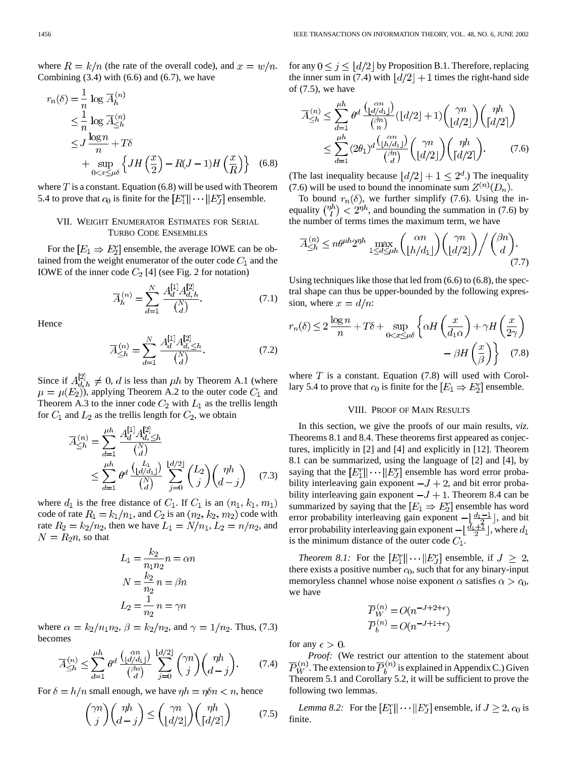where $R = k/n$ (the rate of the overall code), and $x = w/n$. Combining (3.4) with (6.6) and (6.7), we have

$$
\begin{aligned}
r_n(\delta) &= \frac{1}{n} \log \overline{A}_h^{(n)} \\
&\le \frac{1}{n} \log \overline{A}_{\le h}^{(n)} \\
&\le J \frac{\log n}{n} + T\delta \\
&\quad + \sup_{0<x\le \mu\delta} \left\{ JH\left(\frac{x}{2}\right) - R(J-1)H\left(\frac{x}{R}\right) \right\} \quad (6.8)
\end{aligned}
$$

where $T$ is a constant. Equation (6.8) will be used with Theorem 5.4 to prove that $c_0$ is finite for the $[E_1^r \| \cdots \| E_J^r]$ ensemble.

## VII. Weight Enumerator Estimates for Serial Turbo Code Ensembles

For the $[E_1 \Rightarrow E_2^r]$ ensemble, the average IOWE can be obtained from the weight enumerator of the outer code $C_1$ and the IOWE of the inner code $C_2$ [4] (see Fig. 2 for notation)

$$
\overline{A}_h^{(n)} = \sum_{d=1}^{N} \frac{A_d^{[1]} A_{d,h}^{[2]}}{\binom{N}{d}}. \quad (7.1)
$$

Hence

$$
\overline{A}_{\le h}^{(n)} = \sum_{d=1}^{N} \frac{A_d^{[1]} A_{d,\le h}^{[2]}}{\binom{N}{d}}. \quad (7.2)
$$

Since if $A_{d,h}^{[2]} \neq 0$, $d$ is less than $\mu h$ by Theorem A.1 (where $\mu = \mu(E_2)$), applying Theorem A.2 to the outer code $C_1$ and Theorem A.3 to the inner code $C_2$ with $L_1$ as the trellis length for $C_1$ and $L_2$ as the trellis length for $C_2$, we obtain

$$
\begin{aligned}
\overline{A}_{\le h}^{(n)} &= \sum_{d=1}^{\mu h} \frac{A_d^{[1]} A_{d,\le h}^{[2]}}{\binom{N}{d}} \\
&\le \sum_{d=1}^{\mu h} \theta^d \frac{\binom{L_1}{\lfloor d/d_1 \rfloor}}{\binom{N}{d}} \sum_{j=0}^{\lfloor d/2 \rfloor} \binom{L_2}{j} \binom{\eta h}{d-j} \quad (7.3)
\end{aligned}
$$

where $d_1$ is the free distance of $C_1$. If $C_1$ is an $(n_1, k_1, m_1)$ code of rate $R_1 = k_1/n_1$, and $C_2$ is an $(n_2, k_2, m_2)$ code with rate $R_2 = k_2/n_2$, then we have $L_1 = N/n_1$, $L_2 = n/n_2$, and $N = R_2 n$, so that

$$
\begin{aligned}
L_1 &= \frac{k_2}{n_1 n_2} n = \alpha n \\
N &= \frac{k_2}{n_2} n = \beta n \\
L_2 &= \frac{1}{n_2} n = \gamma n
\end{aligned}
$$

where $\alpha = k_2/n_1 n_2$, $\beta = k_2/n_2$, and $\gamma = 1/n_2$. Thus, (7.3) becomes

$$
\overline{A}_{\le h}^{(n)} \le \sum_{d=1}^{\mu h} \theta^d \frac{\binom{\alpha n}{\lfloor d/d_1 \rfloor}}{\binom{\beta n}{d}} \sum_{j=0}^{\lfloor d/2 \rfloor} \binom{\gamma n}{j} \binom{\eta h}{d-j}. \quad (7.4)
$$

For $\delta = h/n$ small enough, we have $\eta h = \eta \delta n < n$, hence

$$
\binom{\gamma n}{j} \binom{\eta h}{d-j} \le \binom{\gamma n}{\lfloor d/2 \rfloor} \binom{\eta h}{\lceil d/2 \rceil} \quad (7.5)
$$

for any $0 \le j \le \lfloor d/2 \rfloor$ by Proposition B.1. Therefore, replacing the inner sum in (7.4) with $\lfloor d/2 \rfloor + 1$ times the right-hand side of (7.5), we have

$$
\begin{aligned}
\overline{A}_{\le h}^{(n)} &\le \sum_{d=1}^{\mu h} \theta^d \frac{\binom{\alpha n}{\lfloor d/d_1 \rfloor}}{\binom{\beta n}{n}} (\lfloor d/2 \rfloor + 1) \binom{\gamma n}{\lfloor d/2 \rfloor} \binom{\eta h}{\lceil d/2 \rceil} \\
&\le \sum_{d=1}^{\mu h} (2\theta_1)^d \frac{\binom{\alpha n}{\lfloor h/d_1 \rfloor}}{\binom{\beta n}{d}} \binom{\gamma n}{\lfloor d/2 \rfloor} \binom{\eta h}{\lceil d/2 \rceil}. \quad (7.6)
\end{aligned}
$$

(The last inequality because $\lfloor d/2 \rfloor + 1 \le 2^d$.) The inequality (7.6) will be used to bound the innominate sum $Z^{(n)}(D_n)$.

To bound $r_n(\delta)$, we further simplify (7.6). Using the inequality $\binom{\eta h}{l} < 2^{\eta h}$, and bounding the summation in (7.6) by the number of terms times the maximum term, we have

$$
\overline{A}_{\le h}^{(n)} \le n\theta^{\mu h} 2^{\eta h} \max_{1 \le d \le \mu h} \binom{\alpha n}{\lfloor h/d_1 \rfloor} \binom{\gamma n}{\lfloor d/2 \rfloor} \Big/ \binom{\beta n}{d}. \quad (7.7)
$$

Using techniques like those that led from (6.6) to (6.8), the spectral shape can thus be upper-bounded by the following expression, where $x = d/n$:

$$
\begin{aligned}
r_n(\delta) \le 2\frac{\log n}{n} + T\delta + \sup_{0<x\le\mu\delta} \Big\{ &\alpha H\left(\frac{x}{d_1 \alpha}\right) + \gamma H\left(\frac{x}{2\gamma}\right) \\
&- \beta H\left(\frac{x}{\beta}\right) \Big\} \quad (7.8)
\end{aligned}
$$

where $T$ is a constant. Equation (7.8) will used with Corollary 5.4 to prove that $c_0$ is finite for the $[E_1 \Rightarrow E_2^r]$ ensemble.

## VIII. Proof of Main Results

In this section, we give the proofs of our main results, *viz.* Theorems 8.1 and 8.4. These theorems first appeared as conjectures, implicitly in [2] and [4] and explicitly in [12]. Theorem 8.1 can be summarized, using the language of [2] and [4], by saying that the $[E_1^r \| \cdots \| E_J^r]$ ensemble has word error probability interleaving gain exponent $-J+2$, and bit error probability interleaving gain exponent $-J+1$. Theorem 8.4 can be summarized by saying that the $[E_1 \Rightarrow E_2^r]$ ensemble has word error probability interleaving gain exponent $-\lfloor \frac{d_1-1}{2} \rfloor$, and bit error probability interleaving gain exponent $-\lfloor \frac{d_1+1}{2} \rfloor$, where $d_1$ is the minimum distance of the outer code $C_1$.

*Theorem 8.1:* For the $[E_1^r \| \cdots \| E_J^r]$ ensemble, if $J \ge 2$, there exists a positive number $c_0$, such that for any binary-input memoryless channel whose noise exponent $\alpha$ satisfies $\alpha > c_0$, we have

$$
\begin{aligned}
\overline{P}_W^{(n)} &= O(n^{-J+2+\epsilon}) \\
\overline{P}_b^{(n)} &= O(n^{-J+1+\epsilon})
\end{aligned}
$$

for any $\epsilon > 0$.

*Proof:* (We restrict our attention to the statement about $\overline{P}_W^{(n)}$. The extension to $\overline{P}_b^{(n)}$ is explained in Appendix C.) Given Theorem 5.1 and Corollary 5.2, it will be sufficient to prove the following two lemmas.

*Lemma 8.2:* For the $[E_1^r \| \cdots \| E_J^r]$ ensemble, if $J \ge 2$, $c_0$ is finite.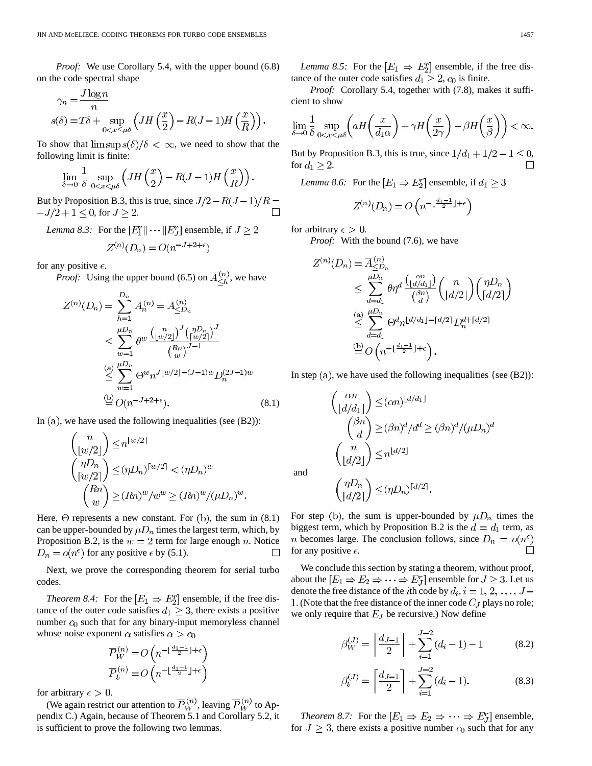*Proof:* We use Corollary 5.4, with the upper bound (6.8) on the code spectral shape

$$\gamma_n = \frac{J \log n}{n}$$

$$s(\delta) = T\delta + \sup_{0<x\le\mu\delta}\left(JH\left(\frac{x}{2}\right) - R(J-1)H\left(\frac{x}{R}\right)\right).$$

To show that $\limsup s(\delta)/\delta < \infty$, we need to show that the following limit is finite:

$$\lim_{\delta\to 0}\frac{1}{\delta}\sup_{0<x<\mu\delta}\left(JH\left(\frac{x}{2}\right) - R(J-1)H\left(\frac{x}{R}\right)\right).$$

But by Proposition B.3, this is true, since $J/2 - R(J-1)/R = -J/2 + 1 \le 0$, for $J \ge 2$. □

*Lemma 8.3:* For the $[E_1^r \| \cdots \| E_J^r]$ ensemble, if $J \ge 2$

$$Z^{(n)}(D_n) = O(n^{-J+2+\epsilon})$$

for any positive $\epsilon$.

*Proof:* Using the upper bound (6.5) on $\overline{A}_{\le h}^{(n)}$, we have

$$\begin{aligned}
Z^{(n)}(D_n) &= \sum_{h=1}^{D_n} \overline{A}_h^{(n)} = \overline{A}_{\le D_n}^{(n)} \\
&\le \sum_{w=1}^{\mu D_n} \theta^w \frac{\binom{n}{\lfloor w/2 \rfloor}^J \binom{\eta D_n}{\lceil w/2 \rceil}^J}{\binom{Rn}{w}^{J-1}} \\
&\overset{(a)}{\le} \sum_{w=1}^{\mu D_n} \Theta^w n^{J\lfloor w/2 \rfloor - (J-1)w} D_n^{(2J-1)w} \\
&\overset{(b)}{=} O(n^{-J+2+\epsilon}).
\end{aligned} \tag{8.1}$$

In (a), we have used the following inequalities (see (B2)):

$$\binom{n}{\lfloor w/2 \rfloor} \le n^{\lfloor w/2 \rfloor}$$

$$\binom{\eta D_n}{\lceil w/2 \rceil} \le (\eta D_n)^{\lceil w/2 \rceil} < (\eta D_n)^w$$

$$\binom{Rn}{w} \ge (Rn)^w / w^w \ge (Rn)^w/(\mu D_n)^w.$$

Here, $\Theta$ represents a new constant. For (b), the sum in (8.1) can be upper-bounded by $\mu D_n$ times the largest term, which, by Proposition B.2, is the $w = 2$ term for large enough $n$. Notice $D_n = o(n^\epsilon)$ for any positive $\epsilon$ by (5.1). □

Next, we prove the corresponding theorem for serial turbo codes.

*Theorem 8.4:* For the $[E_1 \Rightarrow E_2^r]$ ensemble, if the free distance of the outer code satisfies $d_1 \ge 3$, there exists a positive number $c_0$ such that for any binary-input memoryless channel whose noise exponent $\alpha$ satisfies $\alpha > c_0$

$$\overline{P}_W^{(n)} = O\left(n^{-\lfloor \frac{d_1-1}{2} \rfloor + \epsilon}\right)$$

$$\overline{P}_b^{(n)} = O\left(n^{-\lfloor \frac{d_1+1}{2} \rfloor + \epsilon}\right)$$

for arbitrary $\epsilon > 0$.

(We again restrict our attention to $\overline{P}_W^{(n)}$, leaving $\overline{P}_W^{(n)}$ to Appendix C.) Again, because of Theorem 5.1 and Corollary 5.2, it is sufficient to prove the following two lemmas.

*Lemma 8.5:* For the $[E_1 \Rightarrow E_2^r]$ ensemble, if the free distance of the outer code satisfies $d_1 \ge 2$, $c_0$ is finite.

*Proof:* Corollary 5.4, together with (7.8), makes it sufficient to show

$$\lim_{\delta\to 0}\frac{1}{\delta}\sup_{0<x<\mu\delta}\left(aH\left(\frac{x}{d_1\alpha}\right) + \gamma H\left(\frac{x}{2\gamma}\right) - \beta H\left(\frac{x}{\beta}\right)\right) < \infty.$$

But by Proposition B.3, this is true, since $1/d_1 + 1/2 - 1 \le 0$, for $d_1 \ge 2$. □

*Lemma 8.6:* For the $[E_1 \Rightarrow E_2^r]$ ensemble, if $d_1 \ge 3$

$$Z^{(n)}(D_n) = O\left(n^{-\lfloor \frac{d_1-1}{2} \rfloor + \epsilon}\right)$$

for arbitrary $\epsilon > 0$.

*Proof:* With the bound (7.6), we have

$$\begin{aligned}
Z^{(n)}(D_n) &= \overline{A}_{\le D_n}^{(n)} \\
&\le \sum_{d=d_1}^{\mu D_n} \theta\eta^d \frac{\binom{\alpha n}{\lfloor d/d_1 \rfloor}}{\binom{\beta n}{d}} \binom{n}{\lfloor d/2 \rfloor}\binom{\eta D_n}{\lceil d/2 \rceil} \\
&\overset{(a)}{\le} \sum_{d=d_1}^{\mu D_n} \Theta^d n^{\lfloor d/d_1 \rfloor - \lceil d/2 \rceil} D_n^{d+\lceil d/2 \rceil} \\
&\overset{(b)}{=} O\left(n^{-\lfloor \frac{d_1-1}{2} \rfloor + \epsilon}\right).
\end{aligned}$$

In step (a), we have used the following inequalities {see (B2)):

$$\binom{\alpha n}{\lfloor d/d_1 \rfloor} \le (\alpha n)^{\lfloor d/d_1 \rfloor}$$

$$\binom{\beta n}{d} \ge (\beta n)^d / d^d \ge (\beta n)^d / (\mu D_n)^d$$

$$\binom{n}{\lfloor d/2 \rfloor} \le n^{\lfloor d/2 \rfloor}$$

and

$$\binom{\eta D_n}{\lceil d/2 \rceil} \le (\eta D_n)^{\lceil d/2 \rceil}.$$

For step (b), the sum is upper-bounded by $\mu D_n$ times the biggest term, which by Proposition B.2 is the $d = d_1$ term, as $n$ becomes large. The conclusion follows, since $D_n = o(n^\epsilon)$ for any positive $\epsilon$. □

We conclude this section by stating a theorem, without proof, about the $[E_1 \Rightarrow E_2 \Rightarrow \cdots \Rightarrow E_J^r]$ ensemble for $J \ge 3$. Let us denote the free distance of the $i$th code by $d_i, i = 1, 2, \ldots, J-1$. (Note that the free distance of the inner code $C_J$ plays no role; we only require that $E_J$ be recursive.) Now define

$$\beta_W^{(J)} = \left\lceil \frac{d_{J-1}}{2} \right\rceil + \sum_{i=1}^{J-2}(d_i - 1) - 1 \tag{8.2}$$

$$\beta_b^{(J)} = \left\lceil \frac{d_{J-1}}{2} \right\rceil + \sum_{i=1}^{J-2}(d_i - 1). \tag{8.3}$$

*Theorem 8.7:* For the $[E_1 \Rightarrow E_2 \Rightarrow \cdots \Rightarrow E_J^r]$ ensemble, for $J \ge 3$, there exists a positive number $c_0$ such that for any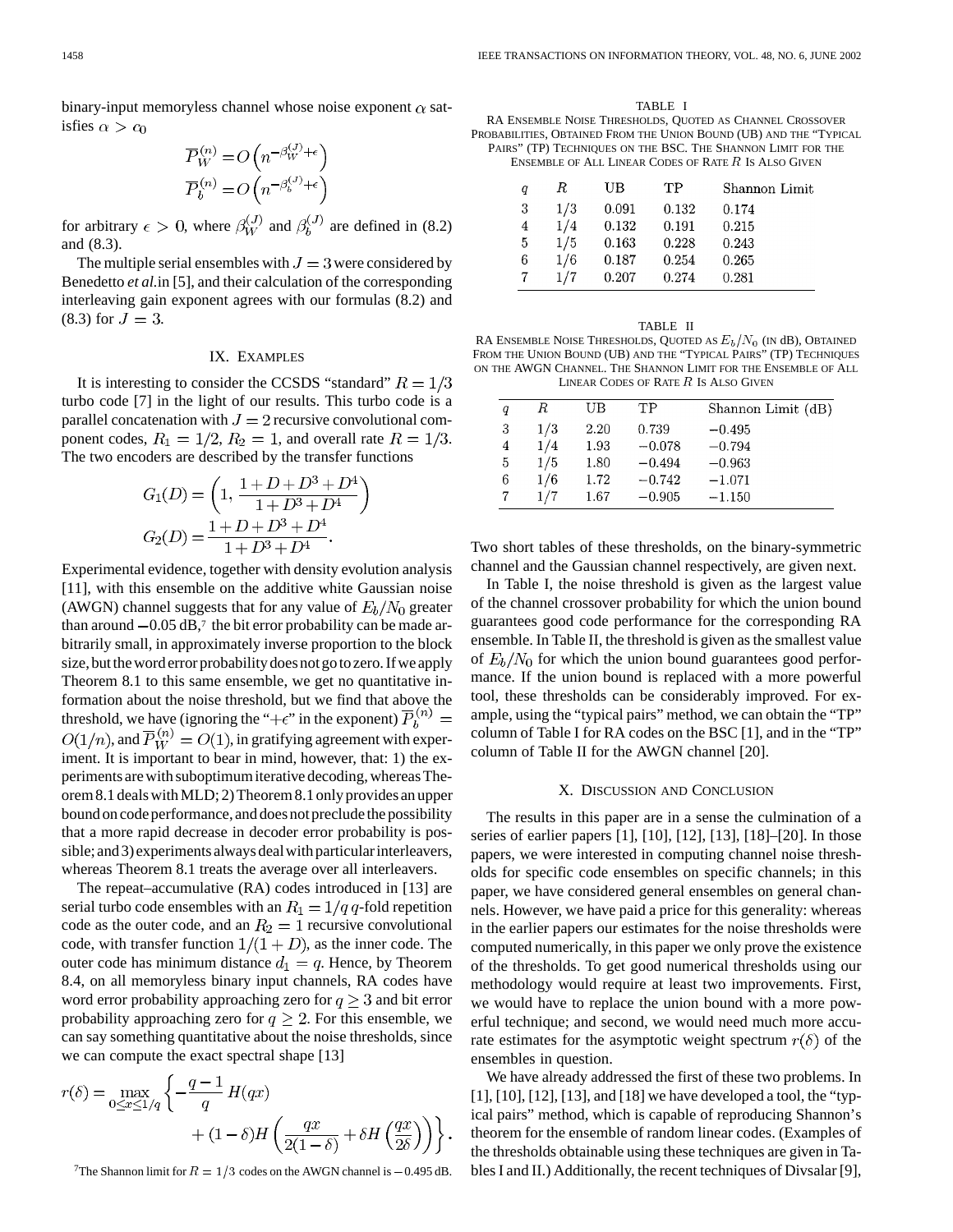binary-input memoryless channel whose noise exponent $\alpha$ satisfies $\alpha > c_0$

$$\overline{P}_W^{(n)} = O\left(n^{-\beta_W^{(J)}+\epsilon}\right)$$
$$\overline{P}_b^{(n)} = O\left(n^{-\beta_b^{(J)}+\epsilon}\right)$$

for arbitrary $\epsilon > 0$, where $\beta_W^{(J)}$ and $\beta_b^{(J)}$ are defined in (8.2) and (8.3).

The multiple serial ensembles with $J = 3$ were considered by Benedetto *et al.* in [5], and their calculation of the corresponding interleaving gain exponent agrees with our formulas (8.2) and (8.3) for $J = 3$.

## IX. Examples

It is interesting to consider the CCSDS "standard" $R = 1/3$ turbo code [7] in the light of our results. This turbo code is a parallel concatenation with $J = 2$ recursive convolutional component codes, $R_1 = 1/2$, $R_2 = 1$, and overall rate $R = 1/3$. The two encoders are described by the transfer functions

$$G_1(D) = \left(1, \frac{1+D+D^3+D^4}{1+D^3+D^4}\right)$$
$$G_2(D) = \frac{1+D+D^3+D^4}{1+D^3+D^4}.$$

Experimental evidence, together with density evolution analysis [11], with this ensemble on the additive white Gaussian noise (AWGN) channel suggests that for any value of $E_b/N_0$ greater than around $-0.05$ dB,[7] the bit error probability can be made arbitrarily small, in approximately inverse proportion to the block size, but the word error probability does not go to zero. If we apply Theorem 8.1 to this same ensemble, we get no quantitative information about the noise threshold, but we find that above the threshold, we have (ignoring the "$+\epsilon$" in the exponent) $\overline{P}_b^{(n)} = O(1/n)$, and $\overline{P}_W^{(n)} = O(1)$, in gratifying agreement with experiment. It is important to bear in mind, however, that: 1) the experiments are with suboptimum iterative decoding, whereas Theorem 8.1 deals with MLD; 2) Theorem 8.1 only provides an upper bound on code performance, and does not preclude the possibility that a more rapid decrease in decoder error probability is possible; and 3) experiments always deal with particular interleavers, whereas Theorem 8.1 treats the average over all interleavers.

The repeat–accumulative (RA) codes introduced in [13] are serial turbo code ensembles with an $R_1 = 1/q$ $q$-fold repetition code as the outer code, and an $R_2 = 1$ recursive convolutional code, with transfer function $1/(1+D)$, as the inner code. The outer code has minimum distance $d_1 = q$. Hence, by Theorem 8.4, on all memoryless binary input channels, RA codes have word error probability approaching zero for $q \geq 3$ and bit error probability approaching zero for $q \geq 2$. For this ensemble, we can say something quantitative about the noise thresholds, since we can compute the exact spectral shape [13]

$$r(\delta) = \max_{0 \leq x \leq 1/q} \left\{ -\frac{q-1}{q} H(qx) + (1-\delta) H\left(\frac{qx}{2(1-\delta)} + \delta H\left(\frac{qx}{2\delta}\right)\right) \right\}.$$

[7] The Shannon limit for $R = 1/3$ codes on the AWGN channel is $-0.495$ dB.

TABLE I
RA Ensemble Noise Thresholds, Quoted as Channel Crossover Probabilities, Obtained From the Union Bound (UB) and the "Typical Pairs" (TP) Techniques on the BSC. The Shannon Limit for the Ensemble of All Linear Codes of Rate $R$ Is Also Given

| $q$ | $R$ | UB | TP | Shannon Limit |
|---|---|---|---|---|
| 3 | 1/3 | 0.091 | 0.132 | 0.174 |
| 4 | 1/4 | 0.132 | 0.191 | 0.215 |
| 5 | 1/5 | 0.163 | 0.228 | 0.243 |
| 6 | 1/6 | 0.187 | 0.254 | 0.265 |
| 7 | 1/7 | 0.207 | 0.274 | 0.281 |

TABLE II
RA Ensemble Noise Thresholds, Quoted as $E_b/N_0$ (in dB), Obtained From the Union Bound (UB) and the "Typical Pairs" (TP) Techniques on the AWGN Channel. The Shannon Limit for the Ensemble of All Linear Codes of Rate $R$ Is Also Given

| $q$ | $R$ | UB | TP | Shannon Limit (dB) |
|---|---|---|---|---|
| 3 | 1/3 | 2.20 | 0.739 | −0.495 |
| 4 | 1/4 | 1.93 | −0.078 | −0.794 |
| 5 | 1/5 | 1.80 | −0.494 | −0.963 |
| 6 | 1/6 | 1.72 | −0.742 | −1.071 |
| 7 | 1/7 | 1.67 | −0.905 | −1.150 |

Two short tables of these thresholds, on the binary-symmetric channel and the Gaussian channel respectively, are given next.

In Table I, the noise threshold is given as the largest value of the channel crossover probability for which the union bound guarantees good code performance for the corresponding RA ensemble. In Table II, the threshold is given as the smallest value of $E_b/N_0$ for which the union bound guarantees good performance. If the union bound is replaced with a more powerful tool, these thresholds can be considerably improved. For example, using the "typical pairs" method, we can obtain the "TP" column of Table I for RA codes on the BSC [1], and in the "TP" column of Table II for the AWGN channel [20].

## X. Discussion and Conclusion

The results in this paper are in a sense the culmination of a series of earlier papers [1], [10], [12], [13], [18]–[20]. In those papers, we were interested in computing channel noise thresholds for specific code ensembles on specific channels; in this paper, we have considered general ensembles on general channels. However, we have paid a price for this generality: whereas in the earlier papers our estimates for the noise thresholds were computed numerically, in this paper we only prove the existence of the thresholds. To get good numerical thresholds using our methodology would require at least two improvements. First, we would have to replace the union bound with a more powerful technique; and second, we would need much more accurate estimates for the asymptotic weight spectrum $r(\delta)$ of the ensembles in question.

We have already addressed the first of these two problems. In [1], [10], [12], [13], and [18] we have developed a tool, the "typical pairs" method, which is capable of reproducing Shannon's theorem for the ensemble of random linear codes. (Examples of the thresholds obtainable using these techniques are given in Tables I and II.) Additionally, the recent techniques of Divsalar [9],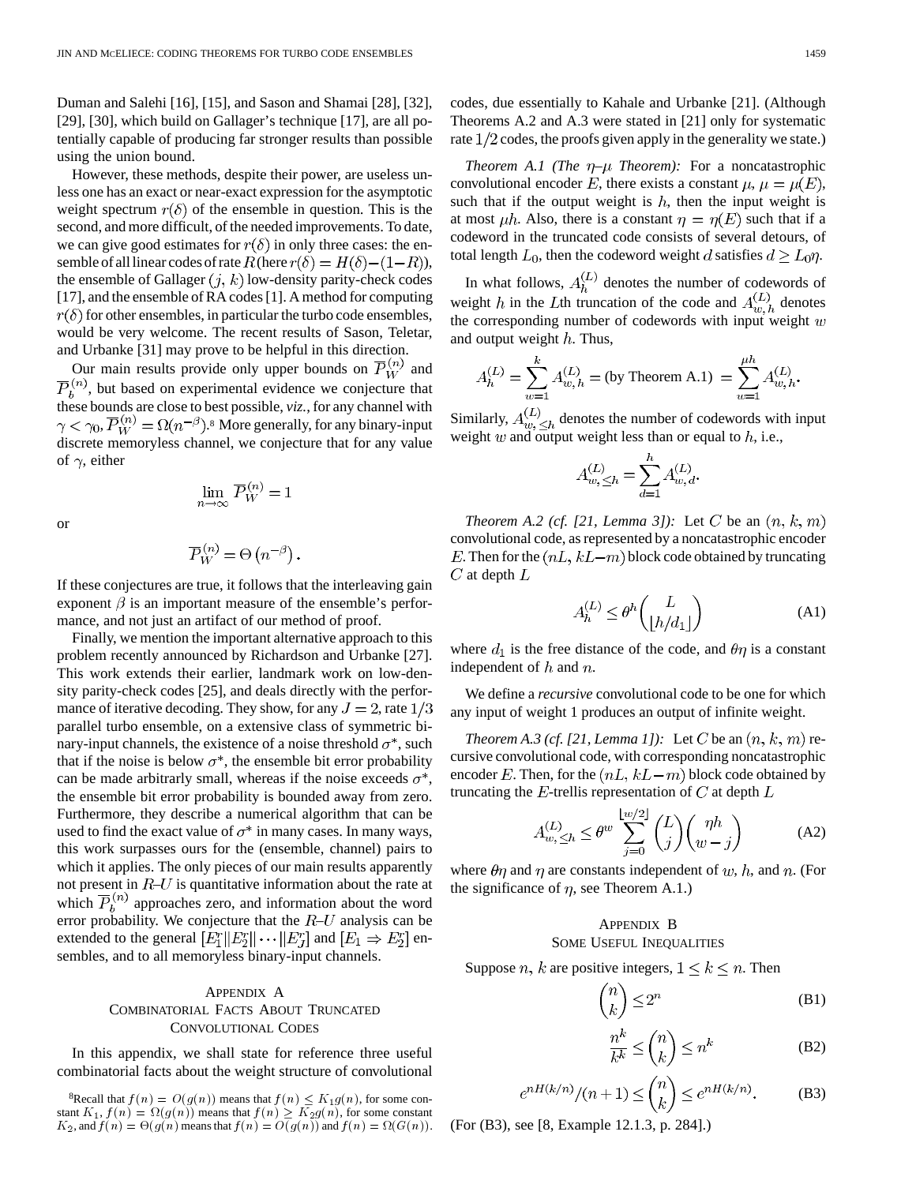Duman and Salehi [16], [15], and Sason and Shamai [28], [32], [29], [30], which build on Gallager's technique [17], are all potentially capable of producing far stronger results than possible using the union bound.

However, these methods, despite their power, are useless unless one has an exact or near-exact expression for the asymptotic weight spectrum $r(\delta)$ of the ensemble in question. This is the second, and more difficult, of the needed improvements. To date, we can give good estimates for $r(\delta)$ in only three cases: the ensemble of all linear codes of rate $R$ (here $r(\delta) = H(\delta) - (1-R)$), the ensemble of Gallager $(j, k)$ low-density parity-check codes [17], and the ensemble of RA codes [1]. A method for computing $r(\delta)$ for other ensembles, in particular the turbo code ensembles, would be very welcome. The recent results of Sason, Teletar, and Urbanke [31] may prove to be helpful in this direction.

Our main results provide only upper bounds on $\overline{P}_W^{(n)}$ and $\overline{P}_b^{(n)}$, but based on experimental evidence we conjecture that these bounds are close to best possible, *viz.*, for any channel with $\gamma < \gamma_0$, $\overline{P}_W^{(n)} = \Omega(n^{-\beta})$.[8] More generally, for any binary-input discrete memoryless channel, we conjecture that for any value of $\gamma$, either

$$\lim_{n\to\infty} \overline{P}_W^{(n)} = 1$$

or

$$\overline{P}_W^{(n)} = \Theta\left(n^{-\beta}\right).$$

If these conjectures are true, it follows that the interleaving gain exponent $\beta$ is an important measure of the ensemble's performance, and not just an artifact of our method of proof.

Finally, we mention the important alternative approach to this problem recently announced by Richardson and Urbanke [27]. This work extends their earlier, landmark work on low-density parity-check codes [25], and deals directly with the performance of iterative decoding. They show, for any $J = 2$, rate $1/3$ parallel turbo ensemble, on a extensive class of symmetric binary-input channels, the existence of a noise threshold $\sigma^*$, such that if the noise is below $\sigma^*$, the ensemble bit error probability can be made arbitrarily small, whereas if the noise exceeds $\sigma^*$, the ensemble bit error probability is bounded away from zero. Furthermore, they describe a numerical algorithm that can be used to find the exact value of $\sigma^*$ in many cases. In many ways, this work surpasses ours for the (ensemble, channel) pairs to which it applies. The only pieces of our main results apparently not present in $R$–$U$ is quantitative information about the rate at which $\overline{P}_b^{(n)}$ approaches zero, and information about the word error probability. We conjecture that the $R$–$U$ analysis can be extended to the general $[E_1^r \| E_2^r \| \cdots \| E_J^r]$ and $[E_1 \Rightarrow E_2^r]$ ensembles, and to all memoryless binary-input channels.

## Appendix A
## Combinatorial Facts About Truncated Convolutional Codes

In this appendix, we shall state for reference three useful combinatorial facts about the weight structure of convolutional codes, due essentially to Kahale and Urbanke [21]. (Although Theorems A.2 and A.3 were stated in [21] only for systematic rate $1/2$ codes, the proofs given apply in the generality we state.)

*Theorem A.1 (The $\eta$–$\mu$ Theorem):* For a noncatastrophic convolutional encoder $E$, there exists a constant $\mu$, $\mu = \mu(E)$, such that if the output weight is $h$, then the input weight is at most $\mu h$. Also, there is a constant $\eta = \eta(E)$ such that if a codeword in the truncated code consists of several detours, of total length $L_0$, then the codeword weight $d$ satisfies $d \geq L_0\eta$.

In what follows, $A_h^{(L)}$ denotes the number of codewords of weight $h$ in the $L$th truncation of the code and $A_{w,h}^{(L)}$ denotes the corresponding number of codewords with input weight $w$ and output weight $h$. Thus,

$$A_h^{(L)} = \sum_{w=1}^{k} A_{w,h}^{(L)} = (\text{by Theorem A.1}) = \sum_{w=1}^{\mu h} A_{w,h}^{(L)}.$$

Similarly, $A_{w,\leq h}^{(L)}$ denotes the number of codewords with input weight $w$ and output weight less than or equal to $h$, i.e.,

$$A_{w,\leq h}^{(L)} = \sum_{d=1}^{h} A_{w,d}^{(L)}.$$

*Theorem A.2 (cf. [21, Lemma 3]):* Let $C$ be an $(n, k, m)$ convolutional code, as represented by a noncatastrophic encoder $E$. Then for the $(nL, kL-m)$ block code obtained by truncating $C$ at depth $L$

$$A_h^{(L)} \leq \theta^h \binom{L}{\lfloor h/d_1 \rfloor} \tag{A1}$$

where $d_1$ is the free distance of the code, and $\theta\eta$ is a constant independent of $h$ and $n$.

We define a *recursive* convolutional code to be one for which any input of weight 1 produces an output of infinite weight.

*Theorem A.3 (cf. [21, Lemma 1]):* Let $C$ be an $(n, k, m)$ recursive convolutional code, with corresponding noncatastrophic encoder $E$. Then, for the $(nL, kL-m)$ block code obtained by truncating the $E$-trellis representation of $C$ at depth $L$

$$A_{w,\leq h}^{(L)} \leq \theta^w \sum_{j=0}^{\lfloor w/2 \rfloor} \binom{L}{j}\binom{\eta h}{w-j} \tag{A2}$$

where $\theta\eta$ and $\eta$ are constants independent of $w$, $h$, and $n$. (For the significance of $\eta$, see Theorem A.1.)

## Appendix B
## Some Useful Inequalities

Suppose $n$, $k$ are positive integers, $1 \leq k \leq n$. Then

$$\binom{n}{k} \leq 2^n \tag{B1}$$

$$\frac{n^k}{k^k} \leq \binom{n}{k} \leq n^k \tag{B2}$$

$$e^{nH(k/n)}/(n+1) \leq \binom{n}{k} \leq e^{nH(k/n)}. \tag{B3}$$

(For (B3), see [8, Example 12.1.3, p. 284].)

[8] Recall that $f(n) = O(g(n))$ means that $f(n) \leq K_1 g(n)$, for some constant $K_1$, $f(n) = \Omega(g(n))$ means that $f(n) \geq K_2 g(n)$, for some constant $K_2$, and $f(n) = \Theta(g(n))$ means that $f(n) = O(g(n))$ and $f(n) = \Omega(G(n))$.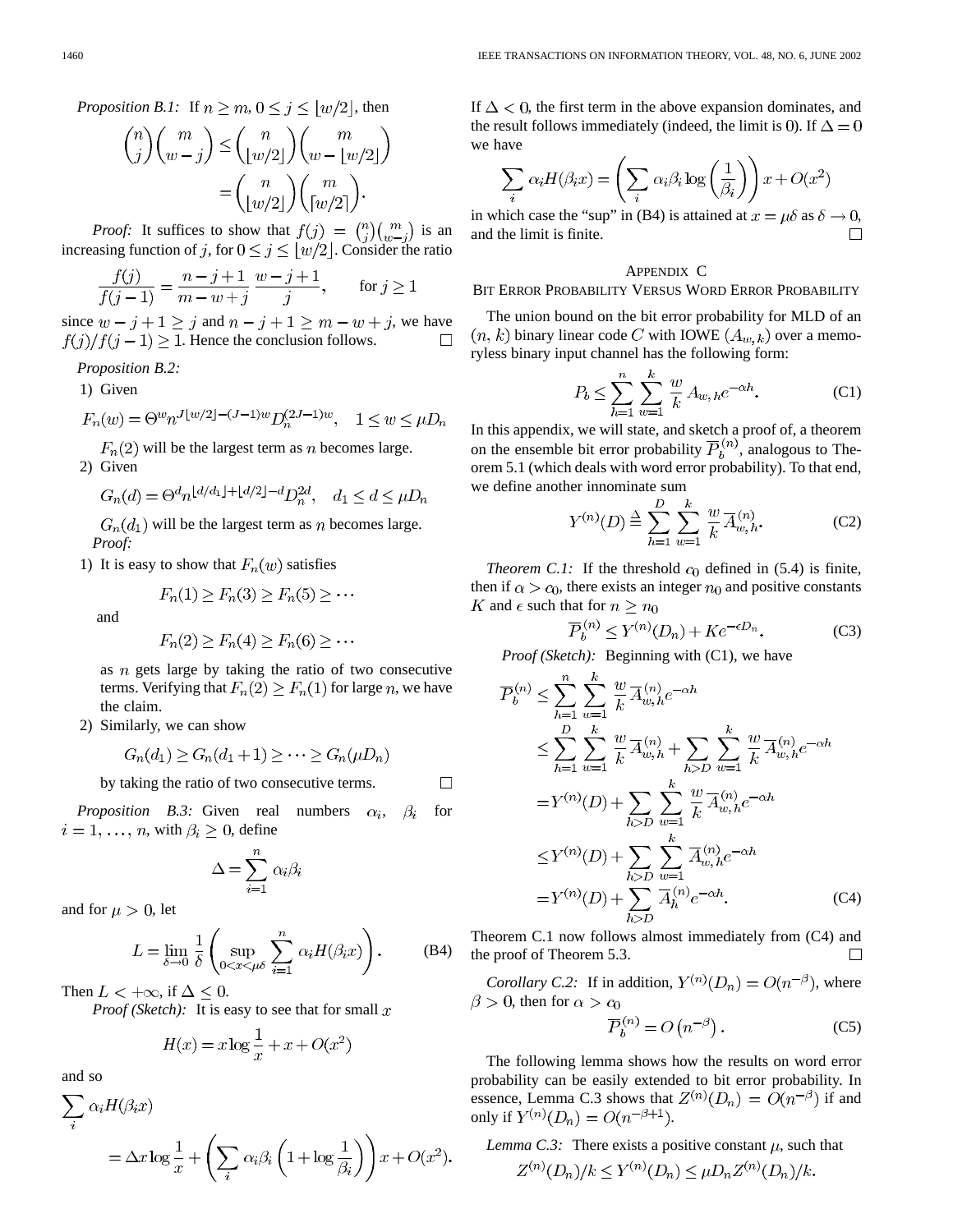*Proposition B.1:* If $n \geq m$, $0 \leq j \leq \lfloor w/2 \rfloor$, then

$$\binom{n}{j}\binom{m}{w-j} \leq \binom{n}{\lfloor w/2 \rfloor}\binom{m}{w-\lfloor w/2 \rfloor} = \binom{n}{\lfloor w/2 \rfloor}\binom{m}{\lceil w/2 \rceil}.$$

*Proof:* It suffices to show that $f(j) = \binom{n}{j}\binom{m}{w-j}$ is an increasing function of $j$, for $0 \leq j \leq \lfloor w/2 \rfloor$. Consider the ratio

$$\frac{f(j)}{f(j-1)} = \frac{n-j+1}{m-w+j}\,\frac{w-j+1}{j}, \qquad \text{for } j \geq 1$$

since $w-j+1 \geq j$ and $n-j+1 \geq m-w+j$, we have $f(j)/f(j-1) \geq 1$. Hence the conclusion follows. □

*Proposition B.2:*

1) Given

$$F_n(w) = \Theta^w n^{J\lfloor w/2 \rfloor - (J-1)w} D_n^{(2J-1)w}, \quad 1 \leq w \leq \mu D_n$$

$F_n(2)$ will be the largest term as $n$ becomes large.

2) Given

$$G_n(d) = \Theta^d n^{\lfloor d/d_1 \rfloor + \lfloor d/2 \rfloor - d} D_n^{2d}, \quad d_1 \leq d \leq \mu D_n$$

$G_n(d_1)$ will be the largest term as $n$ becomes large.

*Proof:*

1) It is easy to show that $F_n(w)$ satisfies

$$F_n(1) \geq F_n(3) \geq F_n(5) \geq \cdots$$

and

$$F_n(2) \geq F_n(4) \geq F_n(6) \geq \cdots$$

as $n$ gets large by taking the ratio of two consecutive terms. Verifying that $F_n(2) \geq F_n(1)$ for large $n$, we have the claim.

2) Similarly, we can show

$$G_n(d_1) \geq G_n(d_1+1) \geq \cdots \geq G_n(\mu D_n)$$

by taking the ratio of two consecutive terms. □

*Proposition B.3:* Given real numbers $\alpha_i$, $\beta_i$ for $i = 1, \ldots, n$, with $\beta_i \geq 0$, define

$$\Delta = \sum_{i=1}^{n} \alpha_i \beta_i$$

and for $\mu > 0$, let

$$L = \lim_{\delta \to 0} \frac{1}{\delta}\left(\sup_{0 < x < \mu\delta} \sum_{i=1}^{n} \alpha_i H(\beta_i x)\right). \tag{B4}$$

Then $L < +\infty$, if $\Delta \leq 0$.

*Proof (Sketch):* It is easy to see that for small $x$

$$H(x) = x \log \frac{1}{x} + x + O(x^2)$$

and so

$$\sum_i \alpha_i H(\beta_i x) = \Delta x \log \frac{1}{x} + \left(\sum_i \alpha_i \beta_i \left(1 + \log \frac{1}{\beta_i}\right)\right) x + O(x^2).$$

If $\Delta < 0$, the first term in the above expansion dominates, and the result follows immediately (indeed, the limit is 0). If $\Delta = 0$ we have

$$\sum_i \alpha_i H(\beta_i x) = \left(\sum_i \alpha_i \beta_i \log\left(\frac{1}{\beta_i}\right)\right) x + O(x^2)$$

in which case the "sup" in (B4) is attained at $x = \mu\delta$ as $\delta \to 0$, and the limit is finite. □

## Appendix C

## Bit Error Probability Versus Word Error Probability

The union bound on the bit error probability for MLD of an $(n, k)$ binary linear code $C$ with IOWE $(A_{w,k})$ over a memoryless binary input channel has the following form:

$$P_b \leq \sum_{h=1}^{n} \sum_{w=1}^{k} \frac{w}{k} A_{w,h} e^{-\alpha h}. \tag{C1}$$

In this appendix, we will state, and sketch a proof of, a theorem on the ensemble bit error probability $\overline{P}_b^{(n)}$, analogous to Theorem 5.1 (which deals with word error probability). To that end, we define another innominate sum

$$Y^{(n)}(D) \triangleq \sum_{h=1}^{D} \sum_{w=1}^{k} \frac{w}{k} \overline{A}_{w,h}^{(n)}. \tag{C2}$$

*Theorem C.1:* If the threshold $c_0$ defined in (5.4) is finite, then if $\alpha > c_0$, there exists an integer $n_0$ and positive constants $K$ and $\epsilon$ such that for $n \geq n_0$

$$\overline{P}_b^{(n)} \leq Y^{(n)}(D_n) + Ke^{-\epsilon D_n}. \tag{C3}$$

*Proof (Sketch):* Beginning with (C1), we have

$$\begin{aligned}
\overline{P}_b^{(n)} &\leq \sum_{h=1}^{n} \sum_{w=1}^{k} \frac{w}{k} \overline{A}_{w,h}^{(n)} e^{-\alpha h} \\
&\leq \sum_{h=1}^{D} \sum_{w=1}^{k} \frac{w}{k} \overline{A}_{w,h}^{(n)} + \sum_{h>D} \sum_{w=1}^{k} \frac{w}{k} \overline{A}_{w,h}^{(n)} e^{-\alpha h} \\
&= Y^{(n)}(D) + \sum_{h>D} \sum_{w=1}^{k} \frac{w}{k} \overline{A}_{w,h}^{(n)} e^{-\alpha h} \\
&\leq Y^{(n)}(D) + \sum_{h>D} \sum_{w=1}^{k} \overline{A}_{w,h}^{(n)} e^{-\alpha h} \\
&= Y^{(n)}(D) + \sum_{h>D} \overline{A}_{h}^{(n)} e^{-\alpha h}.
\end{aligned} \tag{C4}$$

Theorem C.1 now follows almost immediately from (C4) and the proof of Theorem 5.3. □

*Corollary C.2:* If in addition, $Y^{(n)}(D_n) = O(n^{-\beta})$, where $\beta > 0$, then for $\alpha > c_0$

$$\overline{P}_b^{(n)} = O\left(n^{-\beta}\right). \tag{C5}$$

The following lemma shows how the results on word error probability can be easily extended to bit error probability. In essence, Lemma C.3 shows that $Z^{(n)}(D_n) = O(n^{-\beta})$ if and only if $Y^{(n)}(D_n) = O(n^{-\beta+1})$.

*Lemma C.3:* There exists a positive constant $\mu$, such that

$$Z^{(n)}(D_n)/k \leq Y^{(n)}(D_n) \leq \mu D_n Z^{(n)}(D_n)/k.$$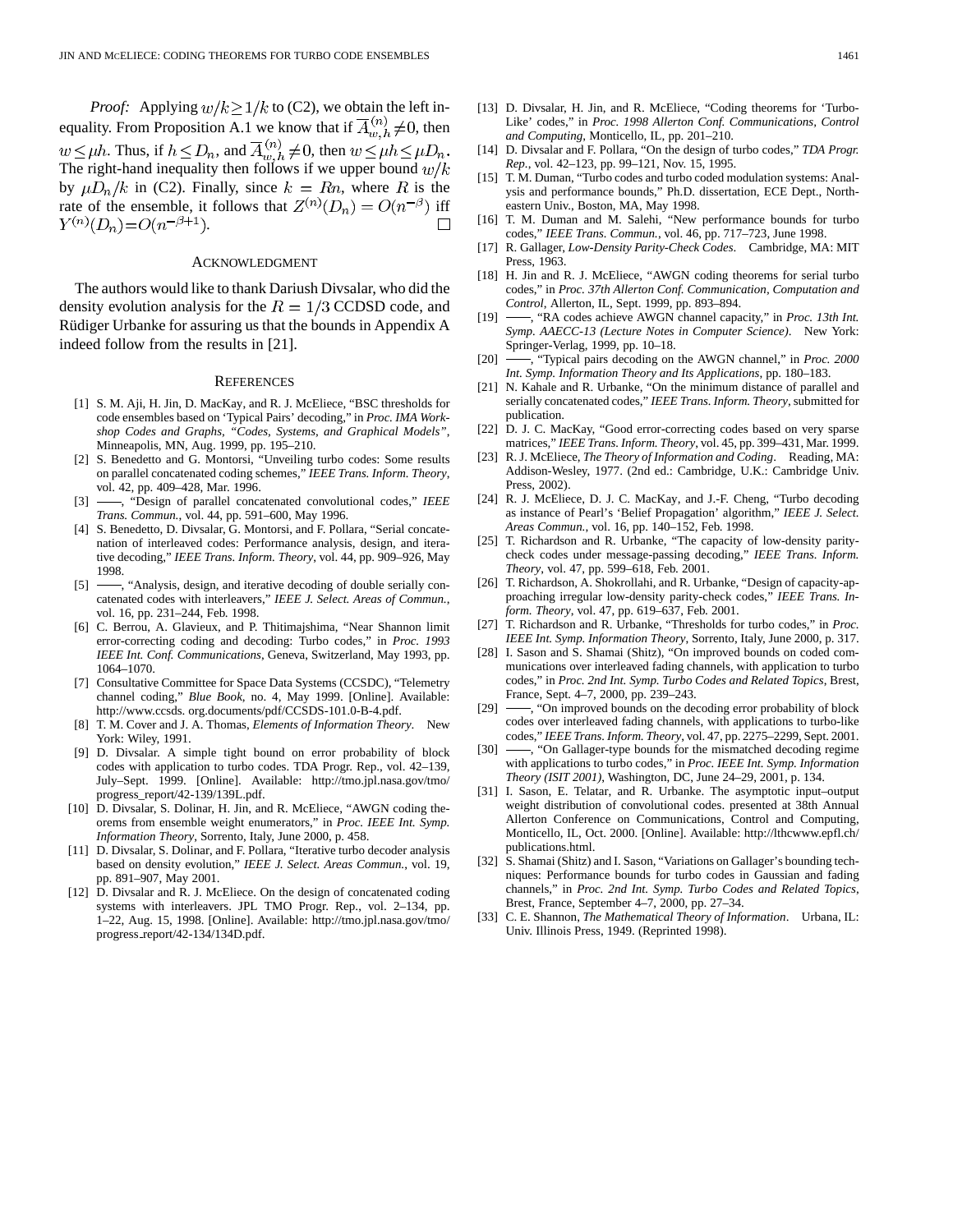*Proof:* Applying $w/k \geq 1/k$ to (C2), we obtain the left inequality. From Proposition A.1 we know that if $\overline{A}_{w,h}^{(n)} \neq 0$, then $w \leq \mu h$. Thus, if $h \leq D_n$, and $\overline{A}_{w,h}^{(n)} \neq 0$, then $w \leq \mu h \leq \mu D_n$. The right-hand inequality then follows if we upper bound $w/k$ by $\mu D_n/k$ in (C2). Finally, since $k = Rn$, where $R$ is the rate of the ensemble, it follows that $Z^{(n)}(D_n) = O(n^{-\beta})$ iff $Y^{(n)}(D_n) = O(n^{-\beta+1})$. □

## ACKNOWLEDGMENT

The authors would like to thank Dariush Divsalar, who did the density evolution analysis for the $R = 1/3$ CCDSD code, and Rüdiger Urbanke for assuring us that the bounds in Appendix A indeed follow from the results in [21].

## REFERENCES

[1] S. M. Aji, H. Jin, D. MacKay, and R. J. McEliece, "BSC thresholds for code ensembles based on 'Typical Pairs' decoding," in *Proc. IMA Workshop Codes and Graphs, "Codes, Systems, and Graphical Models"*, Minneapolis, MN, Aug. 1999, pp. 195–210.

[2] S. Benedetto and G. Montorsi, "Unveiling turbo codes: Some results on parallel concatenated coding schemes," *IEEE Trans. Inform. Theory*, vol. 42, pp. 409–428, Mar. 1996.

[3] ——, "Design of parallel concatenated convolutional codes," *IEEE Trans. Commun.*, vol. 44, pp. 591–600, May 1996.

[4] S. Benedetto, D. Divsalar, G. Montorsi, and F. Pollara, "Serial concatenation of interleaved codes: Performance analysis, design, and iterative decoding," *IEEE Trans. Inform. Theory*, vol. 44, pp. 909–926, May 1998.

[5] ——, "Analysis, design, and iterative decoding of double serially concatenated codes with interleavers," *IEEE J. Select. Areas of Commun.*, vol. 16, pp. 231–244, Feb. 1998.

[6] C. Berrou, A. Glavieux, and P. Thitimajshima, "Near Shannon limit error-correcting coding and decoding: Turbo codes," in *Proc. 1993 IEEE Int. Conf. Communications*, Geneva, Switzerland, May 1993, pp. 1064–1070.

[7] Consultative Committee for Space Data Systems (CCSDC), "Telemetry channel coding," *Blue Book*, no. 4, May 1999. [Online]. Available: http://www.ccsds. org.documents/pdf/CCSDS-101.0-B-4.pdf.

[8] T. M. Cover and J. A. Thomas, *Elements of Information Theory*. New York: Wiley, 1991.

[9] D. Divsalar. A simple tight bound on error probability of block codes with application to turbo codes. TDA Progr. Rep., vol. 42–139, July–Sept. 1999. [Online]. Available: http://tmo.jpl.nasa.gov/tmo/progress_report/42-139/139L.pdf.

[10] D. Divsalar, S. Dolinar, H. Jin, and R. McEliece, "AWGN coding theorems from ensemble weight enumerators," in *Proc. IEEE Int. Symp. Information Theory*, Sorrento, Italy, June 2000, p. 458.

[11] D. Divsalar, S. Dolinar, and F. Pollara, "Iterative turbo decoder analysis based on density evolution," *IEEE J. Select. Areas Commun.*, vol. 19, pp. 891–907, May 2001.

[12] D. Divsalar and R. J. McEliece. On the design of concatenated coding systems with interleavers. JPL TMO Progr. Rep., vol. 2–134, pp. 1–22, Aug. 15, 1998. [Online]. Available: http://tmo.jpl.nasa.gov/tmo/progress_report/42-134/134D.pdf.

[13] D. Divsalar, H. Jin, and R. McEliece, "Coding theorems for 'Turbo-Like' codes," in *Proc. 1998 Allerton Conf. Communications, Control and Computing*, Monticello, IL, pp. 201–210.

[14] D. Divsalar and F. Pollara, "On the design of turbo codes," *TDA Progr. Rep.*, vol. 42–123, pp. 99–121, Nov. 15, 1995.

[15] T. M. Duman, "Turbo codes and turbo coded modulation systems: Analysis and performance bounds," Ph.D. dissertation, ECE Dept., Northeastern Univ., Boston, MA, May 1998.

[16] T. M. Duman and M. Salehi, "New performance bounds for turbo codes," *IEEE Trans. Commun.*, vol. 46, pp. 717–723, June 1998.

[17] R. Gallager, *Low-Density Parity-Check Codes*. Cambridge, MA: MIT Press, 1963.

[18] H. Jin and R. J. McEliece, "AWGN coding theorems for serial turbo codes," in *Proc. 37th Allerton Conf. Communication, Computation and Control*, Allerton, IL, Sept. 1999, pp. 893–894.

[19] ——, "RA codes achieve AWGN channel capacity," in *Proc. 13th Int. Symp. AAECC-13 (Lecture Notes in Computer Science)*. New York: Springer-Verlag, 1999, pp. 10–18.

[20] ——, "Typical pairs decoding on the AWGN channel," in *Proc. 2000 Int. Symp. Information Theory and Its Applications*, pp. 180–183.

[21] N. Kahale and R. Urbanke, "On the minimum distance of parallel and serially concatenated codes," *IEEE Trans. Inform. Theory*, submitted for publication.

[22] D. J. C. MacKay, "Good error-correcting codes based on very sparse matrices," *IEEE Trans. Inform. Theory*, vol. 45, pp. 399–431, Mar. 1999.

[23] R. J. McEliece, *The Theory of Information and Coding*. Reading, MA: Addison-Wesley, 1977. (2nd ed.: Cambridge, U.K.: Cambridge Univ. Press, 2002).

[24] R. J. McEliece, D. J. C. MacKay, and J.-F. Cheng, "Turbo decoding as instance of Pearl's 'Belief Propagation' algorithm," *IEEE J. Select. Areas Commun.*, vol. 16, pp. 140–152, Feb. 1998.

[25] T. Richardson and R. Urbanke, "The capacity of low-density parity-check codes under message-passing decoding," *IEEE Trans. Inform. Theory*, vol. 47, pp. 599–618, Feb. 2001.

[26] T. Richardson, A. Shokrollahi, and R. Urbanke, "Design of capacity-approaching irregular low-density parity-check codes," *IEEE Trans. Inform. Theory*, vol. 47, pp. 619–637, Feb. 2001.

[27] T. Richardson and R. Urbanke, "Thresholds for turbo codes," in *Proc. IEEE Int. Symp. Information Theory*, Sorrento, Italy, June 2000, p. 317.

[28] I. Sason and S. Shamai (Shitz), "On improved bounds on coded communications over interleaved fading channels, with application to turbo codes," in *Proc. 2nd Int. Symp. Turbo Codes and Related Topics*, Brest, France, Sept. 4–7, 2000, pp. 239–243.

[29] ——, "On improved bounds on the decoding error probability of block codes over interleaved fading channels, with applications to turbo-like codes," *IEEE Trans. Inform. Theory*, vol. 47, pp. 2275–2299, Sept. 2001.

[30] ——, "On Gallager-type bounds for the mismatched decoding regime with applications to turbo codes," in *Proc. IEEE Int. Symp. Information Theory (ISIT 2001)*, Washington, DC, June 24–29, 2001, p. 134.

[31] I. Sason, E. Telatar, and R. Urbanke. The asymptotic input–output weight distribution of convolutional codes. presented at 38th Annual Allerton Conference on Communications, Control and Computing, Monticello, IL, Oct. 2000. [Online]. Available: http://lthcwww.epfl.ch/publications.html.

[32] S. Shamai (Shitz) and I. Sason, "Variations on Gallager's bounding techniques: Performance bounds for turbo codes in Gaussian and fading channels," in *Proc. 2nd Int. Symp. Turbo Codes and Related Topics*, Brest, France, September 4–7, 2000, pp. 27–34.

[33] C. E. Shannon, *The Mathematical Theory of Information*. Urbana, IL: Univ. Illinois Press, 1949. (Reprinted 1998).